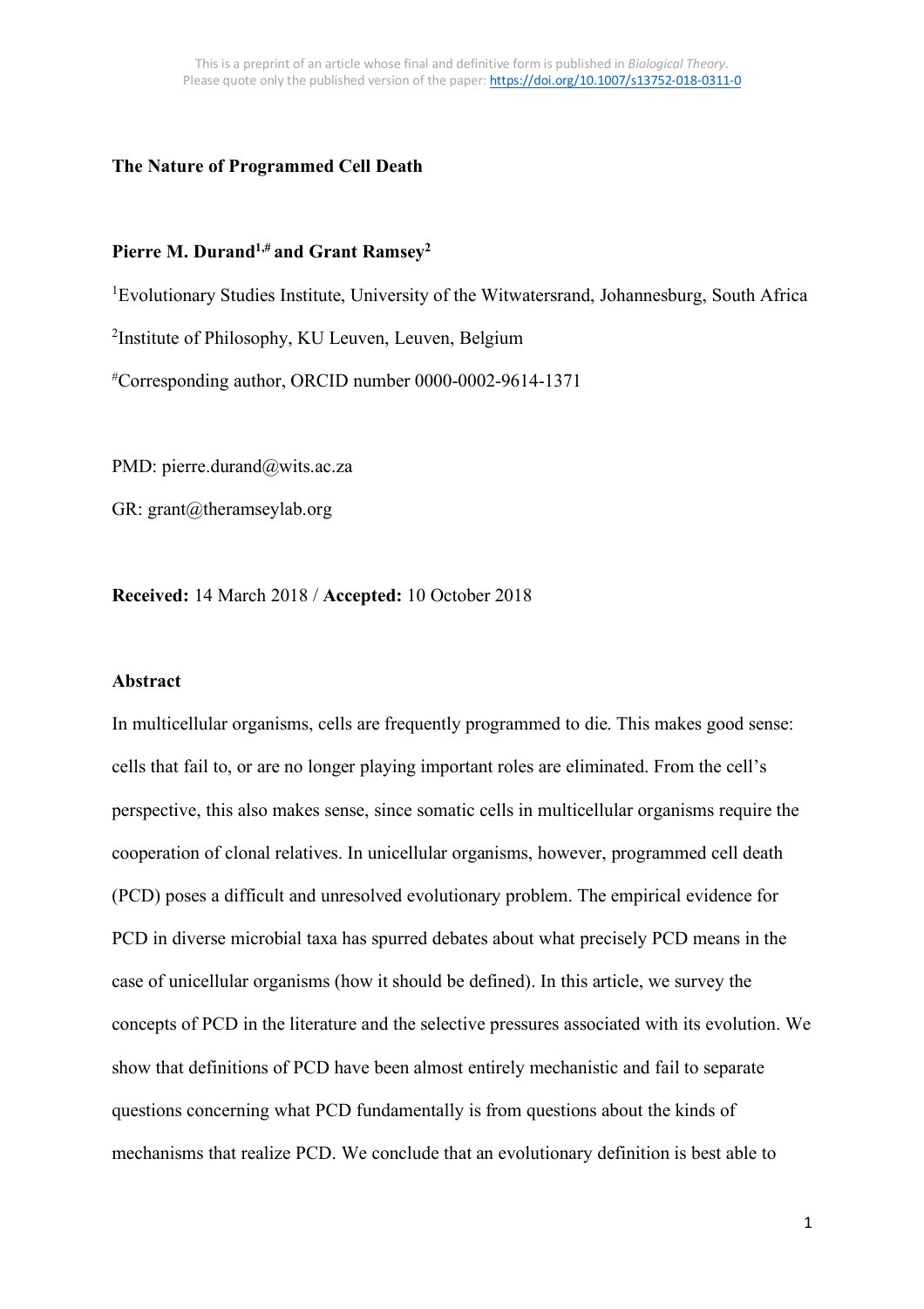This is a preprint of an article whose final and definitive form is published in *Biological Theory*. Please quote only the published version of the paper: https://doi.org/10.1007/s13752-018-0311-0

# The Nature of Programmed Cell Death

**Pierre M. Durand[1,#] and Grant Ramsey[2]**

[1]Evolutionary Studies Institute, University of the Witwatersrand, Johannesburg, South Africa

[2]Institute of Philosophy, KU Leuven, Leuven, Belgium

[#]Corresponding author, ORCID number 0000-0002-9614-1371

PMD: pierre.durand@wits.ac.za

GR: grant@theramseylab.org

**Received:** 14 March 2018 / **Accepted:** 10 October 2018

## Abstract

In multicellular organisms, cells are frequently programmed to die. This makes good sense: cells that fail to, or are no longer playing important roles are eliminated. From the cell's perspective, this also makes sense, since somatic cells in multicellular organisms require the cooperation of clonal relatives. In unicellular organisms, however, programmed cell death (PCD) poses a difficult and unresolved evolutionary problem. The empirical evidence for PCD in diverse microbial taxa has spurred debates about what precisely PCD means in the case of unicellular organisms (how it should be defined). In this article, we survey the concepts of PCD in the literature and the selective pressures associated with its evolution. We show that definitions of PCD have been almost entirely mechanistic and fail to separate questions concerning what PCD fundamentally is from questions about the kinds of mechanisms that realize PCD. We conclude that an evolutionary definition is best able to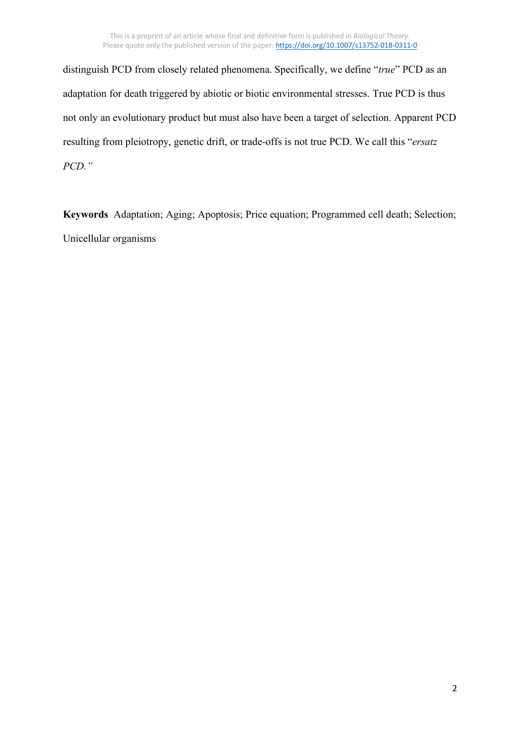distinguish PCD from closely related phenomena. Specifically, we define "*true*" PCD as an adaptation for death triggered by abiotic or biotic environmental stresses. True PCD is thus not only an evolutionary product but must also have been a target of selection. Apparent PCD resulting from pleiotropy, genetic drift, or trade-offs is not true PCD. We call this "*ersatz PCD.*"

**Keywords** Adaptation; Aging; Apoptosis; Price equation; Programmed cell death; Selection; Unicellular organisms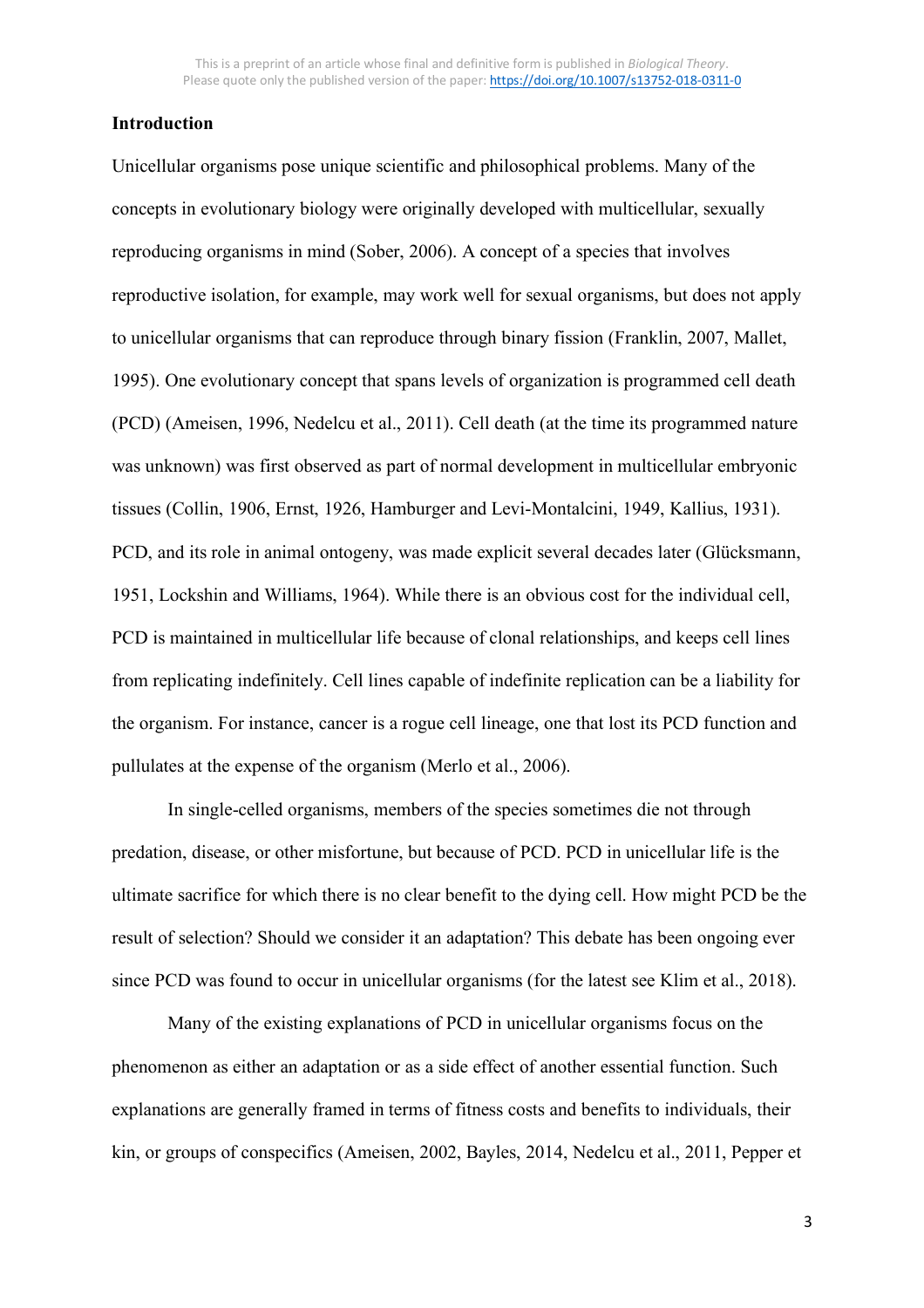## Introduction

Unicellular organisms pose unique scientific and philosophical problems. Many of the concepts in evolutionary biology were originally developed with multicellular, sexually reproducing organisms in mind (Sober, 2006). A concept of a species that involves reproductive isolation, for example, may work well for sexual organisms, but does not apply to unicellular organisms that can reproduce through binary fission (Franklin, 2007, Mallet, 1995). One evolutionary concept that spans levels of organization is programmed cell death (PCD) (Ameisen, 1996, Nedelcu et al., 2011). Cell death (at the time its programmed nature was unknown) was first observed as part of normal development in multicellular embryonic tissues (Collin, 1906, Ernst, 1926, Hamburger and Levi-Montalcini, 1949, Kallius, 1931). PCD, and its role in animal ontogeny, was made explicit several decades later (Glücksmann, 1951, Lockshin and Williams, 1964). While there is an obvious cost for the individual cell, PCD is maintained in multicellular life because of clonal relationships, and keeps cell lines from replicating indefinitely. Cell lines capable of indefinite replication can be a liability for the organism. For instance, cancer is a rogue cell lineage, one that lost its PCD function and pullulates at the expense of the organism (Merlo et al., 2006).

In single-celled organisms, members of the species sometimes die not through predation, disease, or other misfortune, but because of PCD. PCD in unicellular life is the ultimate sacrifice for which there is no clear benefit to the dying cell. How might PCD be the result of selection? Should we consider it an adaptation? This debate has been ongoing ever since PCD was found to occur in unicellular organisms (for the latest see Klim et al., 2018).

Many of the existing explanations of PCD in unicellular organisms focus on the phenomenon as either an adaptation or as a side effect of another essential function. Such explanations are generally framed in terms of fitness costs and benefits to individuals, their kin, or groups of conspecifics (Ameisen, 2002, Bayles, 2014, Nedelcu et al., 2011, Pepper et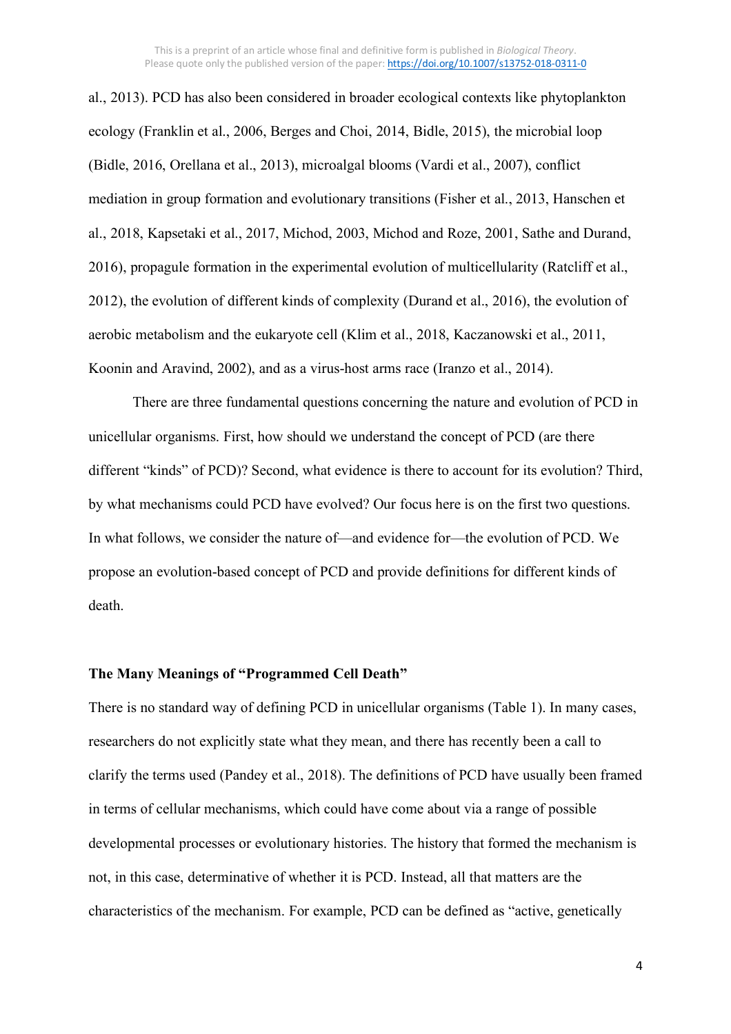al., 2013). PCD has also been considered in broader ecological contexts like phytoplankton ecology (Franklin et al., 2006, Berges and Choi, 2014, Bidle, 2015), the microbial loop (Bidle, 2016, Orellana et al., 2013), microalgal blooms (Vardi et al., 2007), conflict mediation in group formation and evolutionary transitions (Fisher et al., 2013, Hanschen et al., 2018, Kapsetaki et al., 2017, Michod, 2003, Michod and Roze, 2001, Sathe and Durand, 2016), propagule formation in the experimental evolution of multicellularity (Ratcliff et al., 2012), the evolution of different kinds of complexity (Durand et al., 2016), the evolution of aerobic metabolism and the eukaryote cell (Klim et al., 2018, Kaczanowski et al., 2011, Koonin and Aravind, 2002), and as a virus-host arms race (Iranzo et al., 2014).

There are three fundamental questions concerning the nature and evolution of PCD in unicellular organisms. First, how should we understand the concept of PCD (are there different "kinds" of PCD)? Second, what evidence is there to account for its evolution? Third, by what mechanisms could PCD have evolved? Our focus here is on the first two questions. In what follows, we consider the nature of—and evidence for—the evolution of PCD. We propose an evolution-based concept of PCD and provide definitions for different kinds of death.

## The Many Meanings of "Programmed Cell Death"

There is no standard way of defining PCD in unicellular organisms (Table 1). In many cases, researchers do not explicitly state what they mean, and there has recently been a call to clarify the terms used (Pandey et al., 2018). The definitions of PCD have usually been framed in terms of cellular mechanisms, which could have come about via a range of possible developmental processes or evolutionary histories. The history that formed the mechanism is not, in this case, determinative of whether it is PCD. Instead, all that matters are the characteristics of the mechanism. For example, PCD can be defined as "active, genetically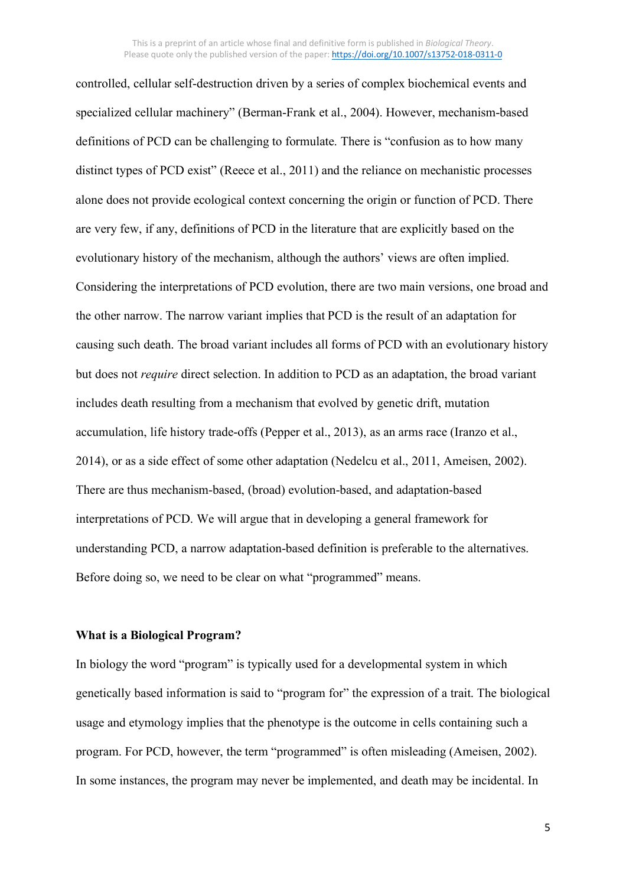controlled, cellular self-destruction driven by a series of complex biochemical events and specialized cellular machinery" (Berman-Frank et al., 2004). However, mechanism-based definitions of PCD can be challenging to formulate. There is "confusion as to how many distinct types of PCD exist" (Reece et al., 2011) and the reliance on mechanistic processes alone does not provide ecological context concerning the origin or function of PCD. There are very few, if any, definitions of PCD in the literature that are explicitly based on the evolutionary history of the mechanism, although the authors' views are often implied. Considering the interpretations of PCD evolution, there are two main versions, one broad and the other narrow. The narrow variant implies that PCD is the result of an adaptation for causing such death. The broad variant includes all forms of PCD with an evolutionary history but does not *require* direct selection. In addition to PCD as an adaptation, the broad variant includes death resulting from a mechanism that evolved by genetic drift, mutation accumulation, life history trade-offs (Pepper et al., 2013), as an arms race (Iranzo et al., 2014), or as a side effect of some other adaptation (Nedelcu et al., 2011, Ameisen, 2002). There are thus mechanism-based, (broad) evolution-based, and adaptation-based interpretations of PCD. We will argue that in developing a general framework for understanding PCD, a narrow adaptation-based definition is preferable to the alternatives. Before doing so, we need to be clear on what "programmed" means.

## What is a Biological Program?

In biology the word "program" is typically used for a developmental system in which genetically based information is said to "program for" the expression of a trait. The biological usage and etymology implies that the phenotype is the outcome in cells containing such a program. For PCD, however, the term "programmed" is often misleading (Ameisen, 2002). In some instances, the program may never be implemented, and death may be incidental. In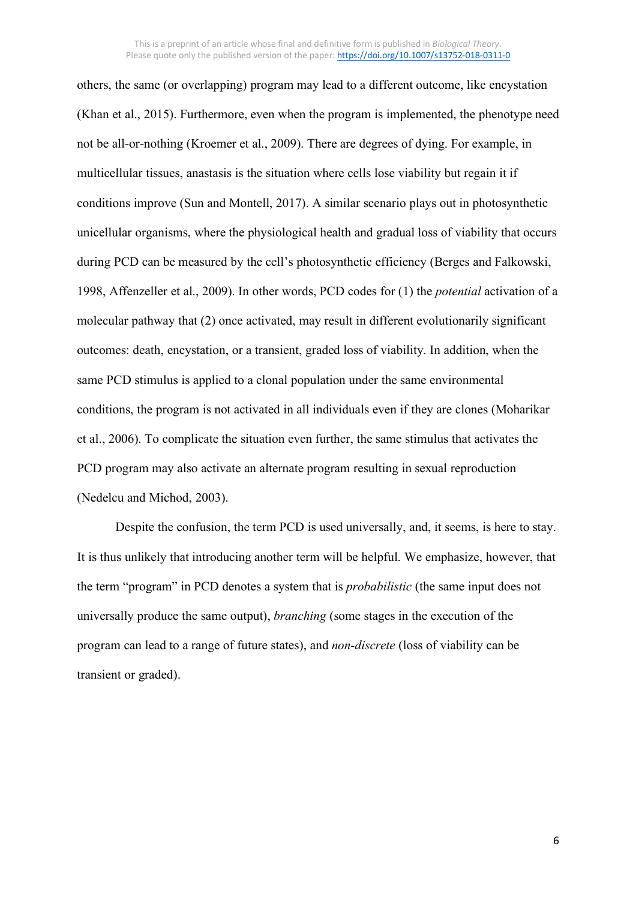others, the same (or overlapping) program may lead to a different outcome, like encystation (Khan et al., 2015). Furthermore, even when the program is implemented, the phenotype need not be all-or-nothing (Kroemer et al., 2009). There are degrees of dying. For example, in multicellular tissues, anastasis is the situation where cells lose viability but regain it if conditions improve (Sun and Montell, 2017). A similar scenario plays out in photosynthetic unicellular organisms, where the physiological health and gradual loss of viability that occurs during PCD can be measured by the cell's photosynthetic efficiency (Berges and Falkowski, 1998, Affenzeller et al., 2009). In other words, PCD codes for (1) the *potential* activation of a molecular pathway that (2) once activated, may result in different evolutionarily significant outcomes: death, encystation, or a transient, graded loss of viability. In addition, when the same PCD stimulus is applied to a clonal population under the same environmental conditions, the program is not activated in all individuals even if they are clones (Moharikar et al., 2006). To complicate the situation even further, the same stimulus that activates the PCD program may also activate an alternate program resulting in sexual reproduction (Nedelcu and Michod, 2003).

Despite the confusion, the term PCD is used universally, and, it seems, is here to stay. It is thus unlikely that introducing another term will be helpful. We emphasize, however, that the term "program" in PCD denotes a system that is *probabilistic* (the same input does not universally produce the same output), *branching* (some stages in the execution of the program can lead to a range of future states), and *non-discrete* (loss of viability can be transient or graded).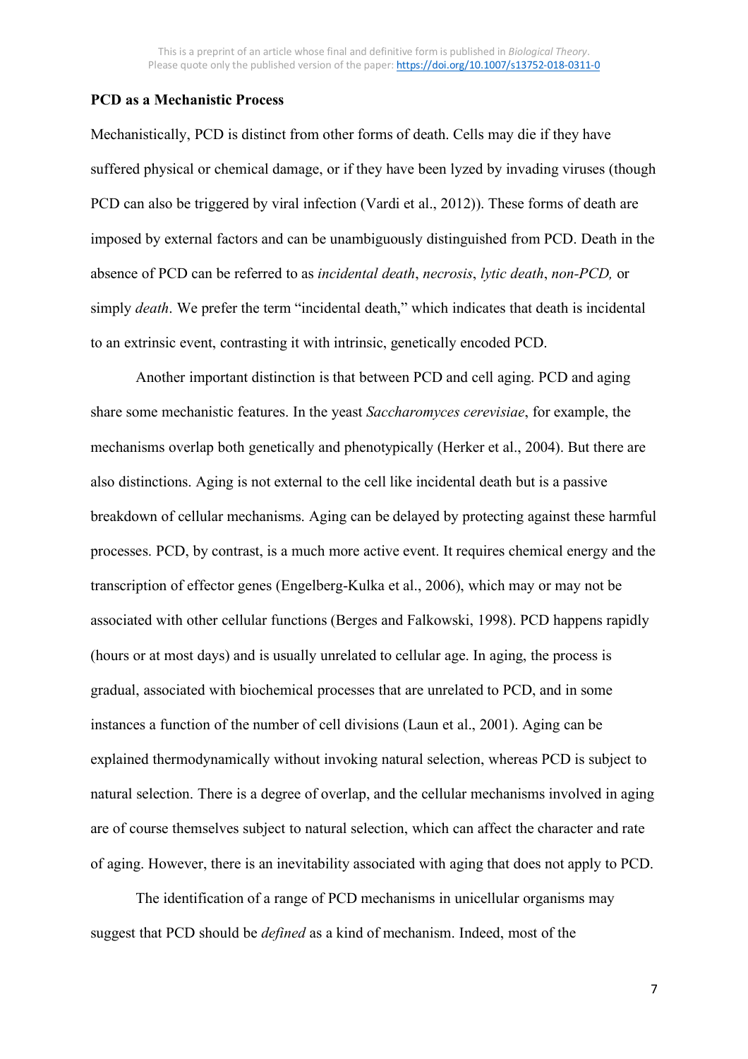**PCD as a Mechanistic Process**

Mechanistically, PCD is distinct from other forms of death. Cells may die if they have suffered physical or chemical damage, or if they have been lyzed by invading viruses (though PCD can also be triggered by viral infection (Vardi et al., 2012)). These forms of death are imposed by external factors and can be unambiguously distinguished from PCD. Death in the absence of PCD can be referred to as *incidental death*, *necrosis*, *lytic death*, *non-PCD,* or simply *death*. We prefer the term "incidental death," which indicates that death is incidental to an extrinsic event, contrasting it with intrinsic, genetically encoded PCD.

Another important distinction is that between PCD and cell aging. PCD and aging share some mechanistic features. In the yeast *Saccharomyces cerevisiae*, for example, the mechanisms overlap both genetically and phenotypically (Herker et al., 2004). But there are also distinctions. Aging is not external to the cell like incidental death but is a passive breakdown of cellular mechanisms. Aging can be delayed by protecting against these harmful processes. PCD, by contrast, is a much more active event. It requires chemical energy and the transcription of effector genes (Engelberg-Kulka et al., 2006), which may or may not be associated with other cellular functions (Berges and Falkowski, 1998). PCD happens rapidly (hours or at most days) and is usually unrelated to cellular age. In aging, the process is gradual, associated with biochemical processes that are unrelated to PCD, and in some instances a function of the number of cell divisions (Laun et al., 2001). Aging can be explained thermodynamically without invoking natural selection, whereas PCD is subject to natural selection. There is a degree of overlap, and the cellular mechanisms involved in aging are of course themselves subject to natural selection, which can affect the character and rate of aging. However, there is an inevitability associated with aging that does not apply to PCD.

The identification of a range of PCD mechanisms in unicellular organisms may suggest that PCD should be *defined* as a kind of mechanism. Indeed, most of the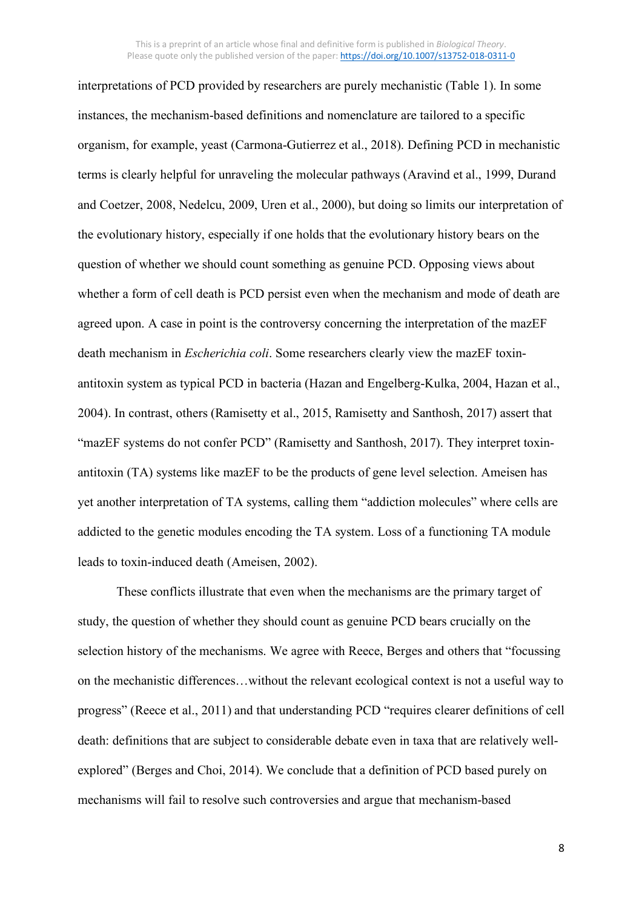interpretations of PCD provided by researchers are purely mechanistic (Table 1). In some instances, the mechanism-based definitions and nomenclature are tailored to a specific organism, for example, yeast (Carmona-Gutierrez et al., 2018). Defining PCD in mechanistic terms is clearly helpful for unraveling the molecular pathways (Aravind et al., 1999, Durand and Coetzer, 2008, Nedelcu, 2009, Uren et al., 2000), but doing so limits our interpretation of the evolutionary history, especially if one holds that the evolutionary history bears on the question of whether we should count something as genuine PCD. Opposing views about whether a form of cell death is PCD persist even when the mechanism and mode of death are agreed upon. A case in point is the controversy concerning the interpretation of the mazEF death mechanism in *Escherichia coli*. Some researchers clearly view the mazEF toxin-antitoxin system as typical PCD in bacteria (Hazan and Engelberg-Kulka, 2004, Hazan et al., 2004). In contrast, others (Ramisetty et al., 2015, Ramisetty and Santhosh, 2017) assert that "mazEF systems do not confer PCD" (Ramisetty and Santhosh, 2017). They interpret toxin-antitoxin (TA) systems like mazEF to be the products of gene level selection. Ameisen has yet another interpretation of TA systems, calling them "addiction molecules" where cells are addicted to the genetic modules encoding the TA system. Loss of a functioning TA module leads to toxin-induced death (Ameisen, 2002).

These conflicts illustrate that even when the mechanisms are the primary target of study, the question of whether they should count as genuine PCD bears crucially on the selection history of the mechanisms. We agree with Reece, Berges and others that "focussing on the mechanistic differences…without the relevant ecological context is not a useful way to progress" (Reece et al., 2011) and that understanding PCD "requires clearer definitions of cell death: definitions that are subject to considerable debate even in taxa that are relatively well-explored" (Berges and Choi, 2014). We conclude that a definition of PCD based purely on mechanisms will fail to resolve such controversies and argue that mechanism-based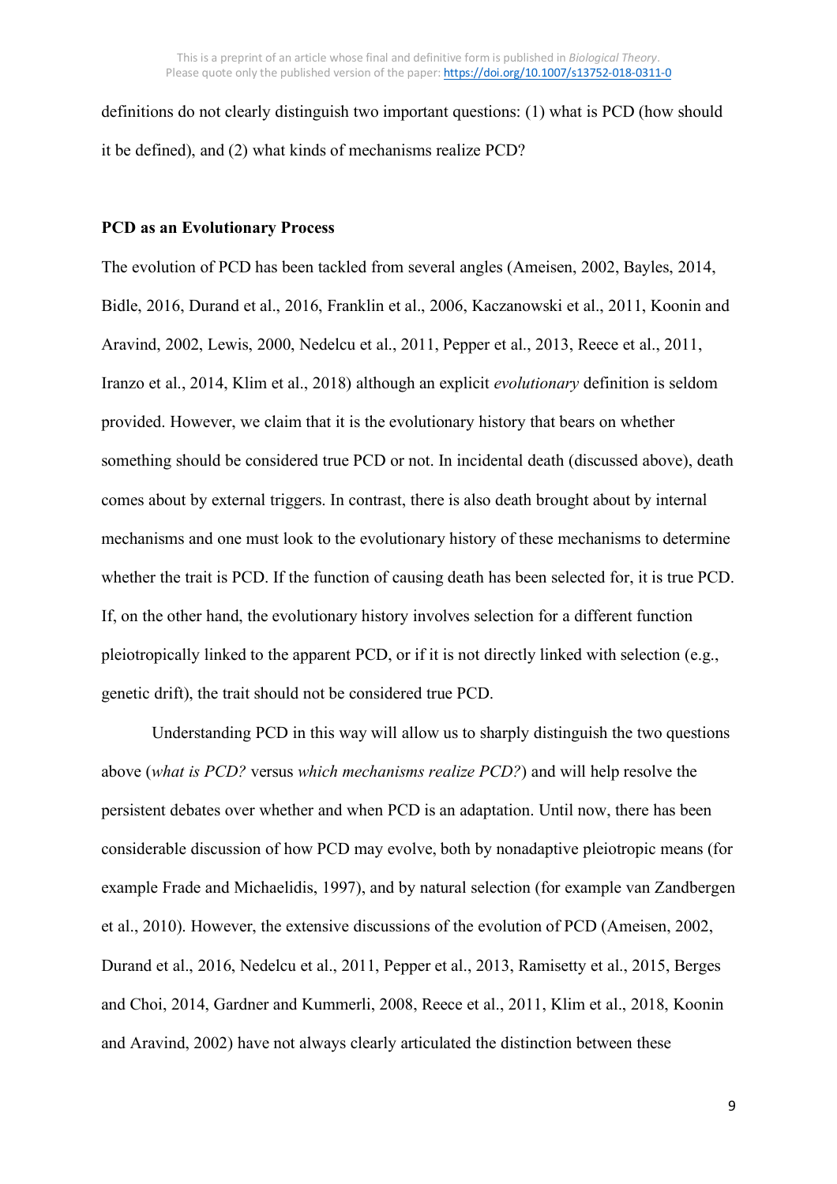definitions do not clearly distinguish two important questions: (1) what is PCD (how should it be defined), and (2) what kinds of mechanisms realize PCD?

**PCD as an Evolutionary Process**

The evolution of PCD has been tackled from several angles (Ameisen, 2002, Bayles, 2014, Bidle, 2016, Durand et al., 2016, Franklin et al., 2006, Kaczanowski et al., 2011, Koonin and Aravind, 2002, Lewis, 2000, Nedelcu et al., 2011, Pepper et al., 2013, Reece et al., 2011, Iranzo et al., 2014, Klim et al., 2018) although an explicit *evolutionary* definition is seldom provided. However, we claim that it is the evolutionary history that bears on whether something should be considered true PCD or not. In incidental death (discussed above), death comes about by external triggers. In contrast, there is also death brought about by internal mechanisms and one must look to the evolutionary history of these mechanisms to determine whether the trait is PCD. If the function of causing death has been selected for, it is true PCD. If, on the other hand, the evolutionary history involves selection for a different function pleiotropically linked to the apparent PCD, or if it is not directly linked with selection (e.g., genetic drift), the trait should not be considered true PCD.

Understanding PCD in this way will allow us to sharply distinguish the two questions above (*what is PCD?* versus *which mechanisms realize PCD?*) and will help resolve the persistent debates over whether and when PCD is an adaptation. Until now, there has been considerable discussion of how PCD may evolve, both by nonadaptive pleiotropic means (for example Frade and Michaelidis, 1997), and by natural selection (for example van Zandbergen et al., 2010). However, the extensive discussions of the evolution of PCD (Ameisen, 2002, Durand et al., 2016, Nedelcu et al., 2011, Pepper et al., 2013, Ramisetty et al., 2015, Berges and Choi, 2014, Gardner and Kummerli, 2008, Reece et al., 2011, Klim et al., 2018, Koonin and Aravind, 2002) have not always clearly articulated the distinction between these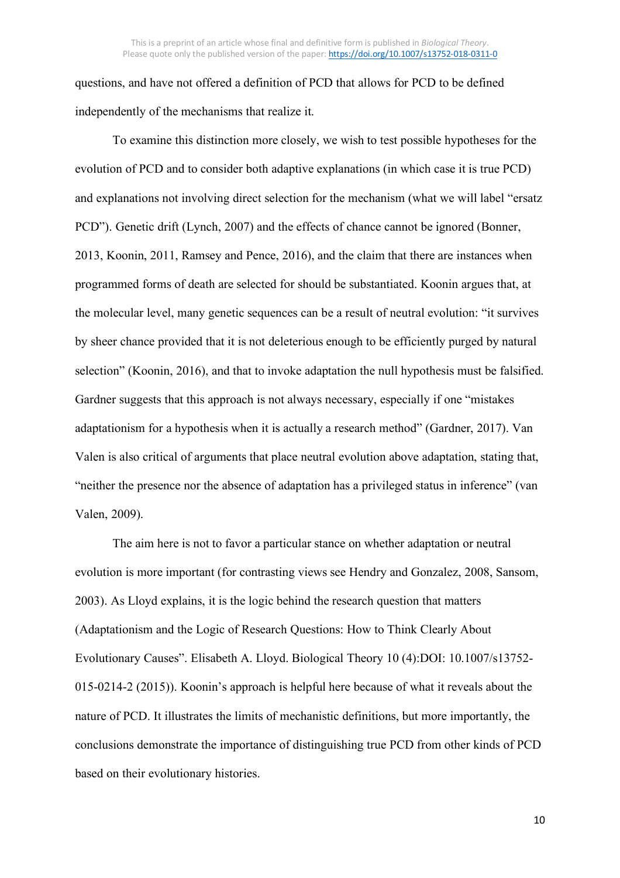questions, and have not offered a definition of PCD that allows for PCD to be defined independently of the mechanisms that realize it.

To examine this distinction more closely, we wish to test possible hypotheses for the evolution of PCD and to consider both adaptive explanations (in which case it is true PCD) and explanations not involving direct selection for the mechanism (what we will label "ersatz PCD"). Genetic drift (Lynch, 2007) and the effects of chance cannot be ignored (Bonner, 2013, Koonin, 2011, Ramsey and Pence, 2016), and the claim that there are instances when programmed forms of death are selected for should be substantiated. Koonin argues that, at the molecular level, many genetic sequences can be a result of neutral evolution: "it survives by sheer chance provided that it is not deleterious enough to be efficiently purged by natural selection" (Koonin, 2016), and that to invoke adaptation the null hypothesis must be falsified. Gardner suggests that this approach is not always necessary, especially if one "mistakes adaptationism for a hypothesis when it is actually a research method" (Gardner, 2017). Van Valen is also critical of arguments that place neutral evolution above adaptation, stating that, "neither the presence nor the absence of adaptation has a privileged status in inference" (van Valen, 2009).

The aim here is not to favor a particular stance on whether adaptation or neutral evolution is more important (for contrasting views see Hendry and Gonzalez, 2008, Sansom, 2003). As Lloyd explains, it is the logic behind the research question that matters (Adaptationism and the Logic of Research Questions: How to Think Clearly About Evolutionary Causes". Elisabeth A. Lloyd. Biological Theory 10 (4):DOI: 10.1007/s13752-015-0214-2 (2015)). Koonin's approach is helpful here because of what it reveals about the nature of PCD. It illustrates the limits of mechanistic definitions, but more importantly, the conclusions demonstrate the importance of distinguishing true PCD from other kinds of PCD based on their evolutionary histories.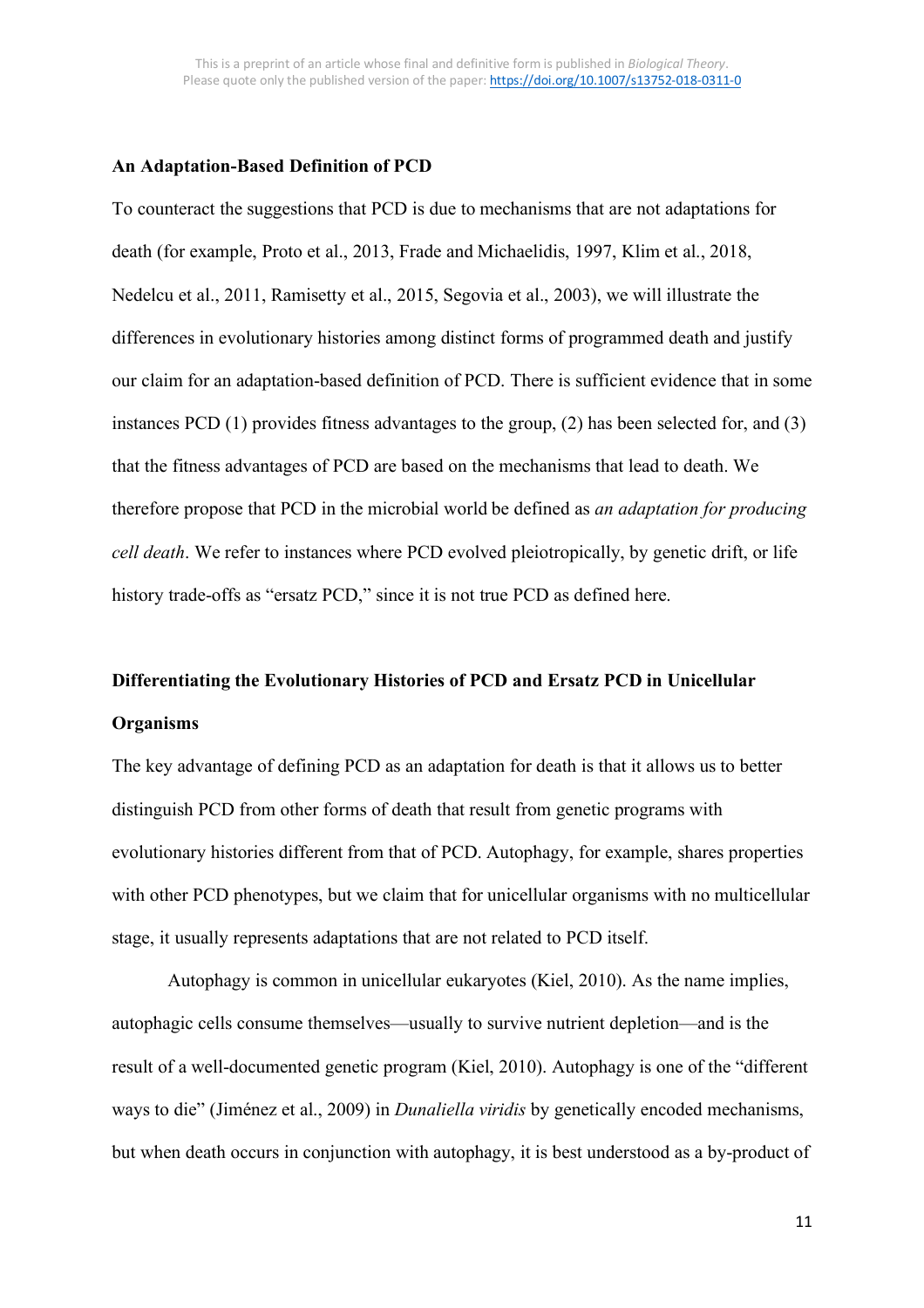**An Adaptation-Based Definition of PCD**

To counteract the suggestions that PCD is due to mechanisms that are not adaptations for death (for example, Proto et al., 2013, Frade and Michaelidis, 1997, Klim et al., 2018, Nedelcu et al., 2011, Ramisetty et al., 2015, Segovia et al., 2003), we will illustrate the differences in evolutionary histories among distinct forms of programmed death and justify our claim for an adaptation-based definition of PCD. There is sufficient evidence that in some instances PCD (1) provides fitness advantages to the group, (2) has been selected for, and (3) that the fitness advantages of PCD are based on the mechanisms that lead to death. We therefore propose that PCD in the microbial world be defined as *an adaptation for producing cell death*. We refer to instances where PCD evolved pleiotropically, by genetic drift, or life history trade-offs as "ersatz PCD," since it is not true PCD as defined here.

**Differentiating the Evolutionary Histories of PCD and Ersatz PCD in Unicellular Organisms**

The key advantage of defining PCD as an adaptation for death is that it allows us to better distinguish PCD from other forms of death that result from genetic programs with evolutionary histories different from that of PCD. Autophagy, for example, shares properties with other PCD phenotypes, but we claim that for unicellular organisms with no multicellular stage, it usually represents adaptations that are not related to PCD itself.

Autophagy is common in unicellular eukaryotes (Kiel, 2010). As the name implies, autophagic cells consume themselves—usually to survive nutrient depletion—and is the result of a well-documented genetic program (Kiel, 2010). Autophagy is one of the "different ways to die" (Jiménez et al., 2009) in *Dunaliella viridis* by genetically encoded mechanisms, but when death occurs in conjunction with autophagy, it is best understood as a by-product of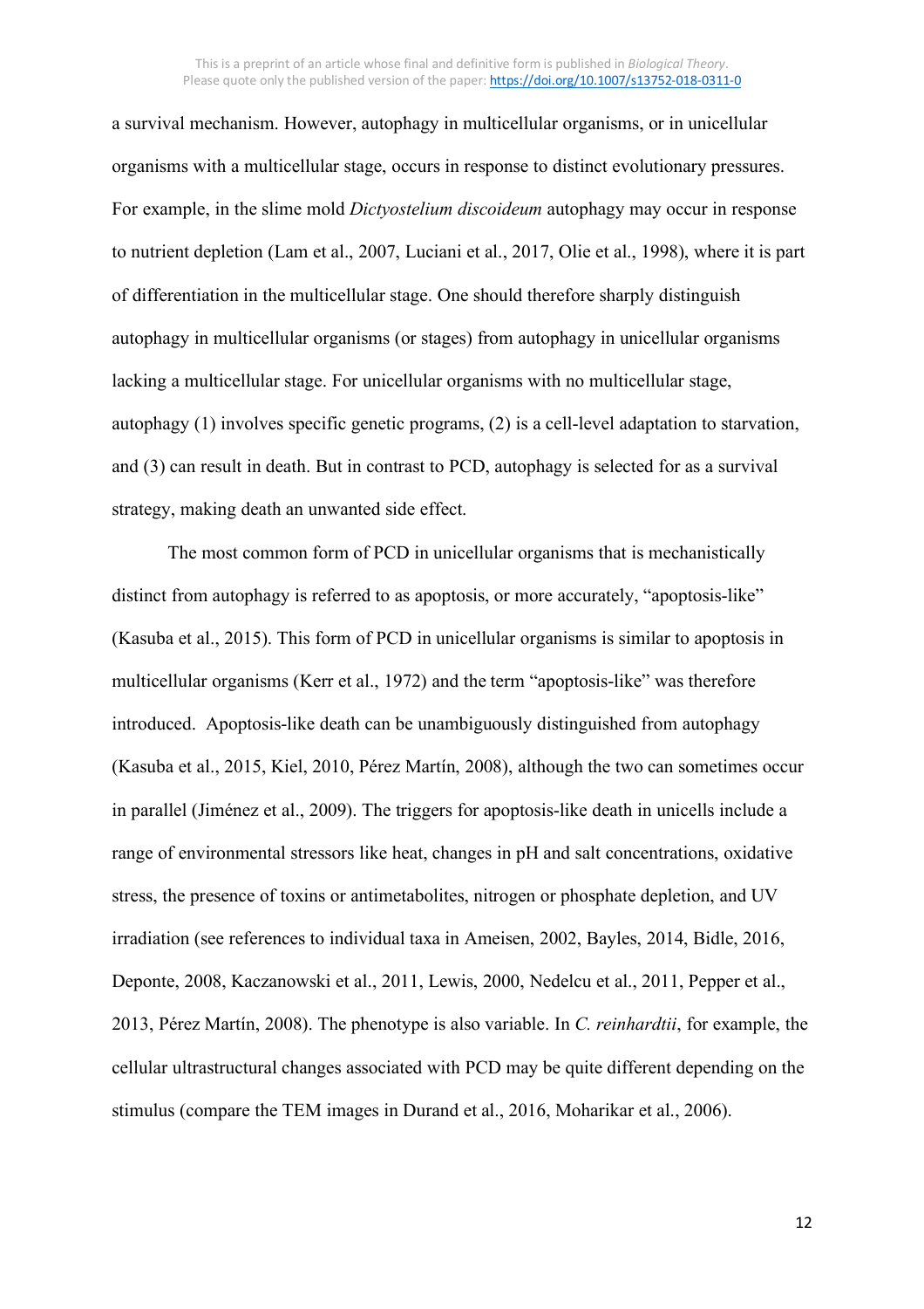a survival mechanism. However, autophagy in multicellular organisms, or in unicellular organisms with a multicellular stage, occurs in response to distinct evolutionary pressures. For example, in the slime mold *Dictyostelium discoideum* autophagy may occur in response to nutrient depletion (Lam et al., 2007, Luciani et al., 2017, Olie et al., 1998), where it is part of differentiation in the multicellular stage. One should therefore sharply distinguish autophagy in multicellular organisms (or stages) from autophagy in unicellular organisms lacking a multicellular stage. For unicellular organisms with no multicellular stage, autophagy (1) involves specific genetic programs, (2) is a cell-level adaptation to starvation, and (3) can result in death. But in contrast to PCD, autophagy is selected for as a survival strategy, making death an unwanted side effect.

The most common form of PCD in unicellular organisms that is mechanistically distinct from autophagy is referred to as apoptosis, or more accurately, "apoptosis-like" (Kasuba et al., 2015). This form of PCD in unicellular organisms is similar to apoptosis in multicellular organisms (Kerr et al., 1972) and the term "apoptosis-like" was therefore introduced. Apoptosis-like death can be unambiguously distinguished from autophagy (Kasuba et al., 2015, Kiel, 2010, Pérez Martín, 2008), although the two can sometimes occur in parallel (Jiménez et al., 2009). The triggers for apoptosis-like death in unicells include a range of environmental stressors like heat, changes in pH and salt concentrations, oxidative stress, the presence of toxins or antimetabolites, nitrogen or phosphate depletion, and UV irradiation (see references to individual taxa in Ameisen, 2002, Bayles, 2014, Bidle, 2016, Deponte, 2008, Kaczanowski et al., 2011, Lewis, 2000, Nedelcu et al., 2011, Pepper et al., 2013, Pérez Martín, 2008). The phenotype is also variable. In *C. reinhardtii*, for example, the cellular ultrastructural changes associated with PCD may be quite different depending on the stimulus (compare the TEM images in Durand et al., 2016, Moharikar et al., 2006).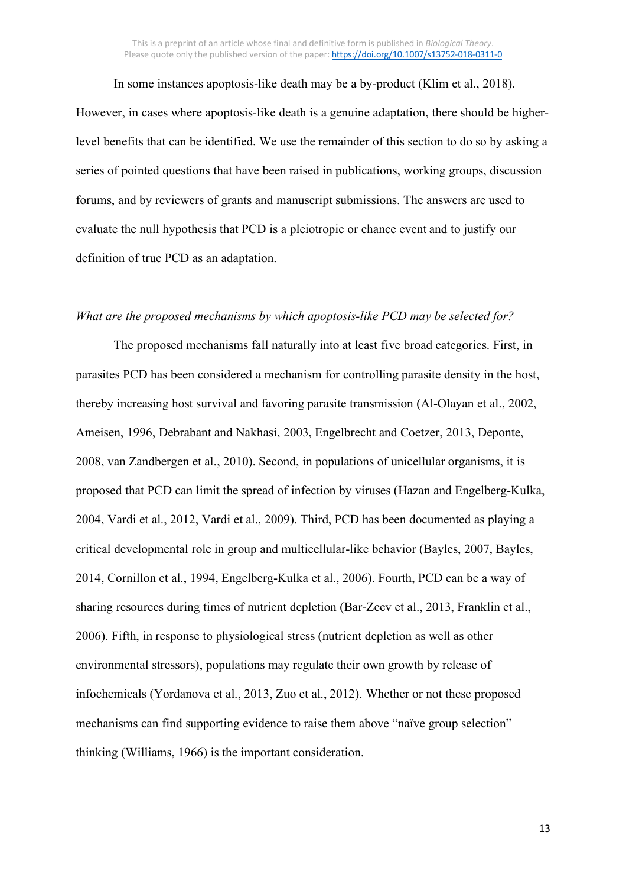In some instances apoptosis-like death may be a by-product (Klim et al., 2018). However, in cases where apoptosis-like death is a genuine adaptation, there should be higher-level benefits that can be identified. We use the remainder of this section to do so by asking a series of pointed questions that have been raised in publications, working groups, discussion forums, and by reviewers of grants and manuscript submissions. The answers are used to evaluate the null hypothesis that PCD is a pleiotropic or chance event and to justify our definition of true PCD as an adaptation.

*What are the proposed mechanisms by which apoptosis-like PCD may be selected for?*

The proposed mechanisms fall naturally into at least five broad categories. First, in parasites PCD has been considered a mechanism for controlling parasite density in the host, thereby increasing host survival and favoring parasite transmission (Al-Olayan et al., 2002, Ameisen, 1996, Debrabant and Nakhasi, 2003, Engelbrecht and Coetzer, 2013, Deponte, 2008, van Zandbergen et al., 2010). Second, in populations of unicellular organisms, it is proposed that PCD can limit the spread of infection by viruses (Hazan and Engelberg-Kulka, 2004, Vardi et al., 2012, Vardi et al., 2009). Third, PCD has been documented as playing a critical developmental role in group and multicellular-like behavior (Bayles, 2007, Bayles, 2014, Cornillon et al., 1994, Engelberg-Kulka et al., 2006). Fourth, PCD can be a way of sharing resources during times of nutrient depletion (Bar-Zeev et al., 2013, Franklin et al., 2006). Fifth, in response to physiological stress (nutrient depletion as well as other environmental stressors), populations may regulate their own growth by release of infochemicals (Yordanova et al., 2013, Zuo et al., 2012). Whether or not these proposed mechanisms can find supporting evidence to raise them above "naïve group selection" thinking (Williams, 1966) is the important consideration.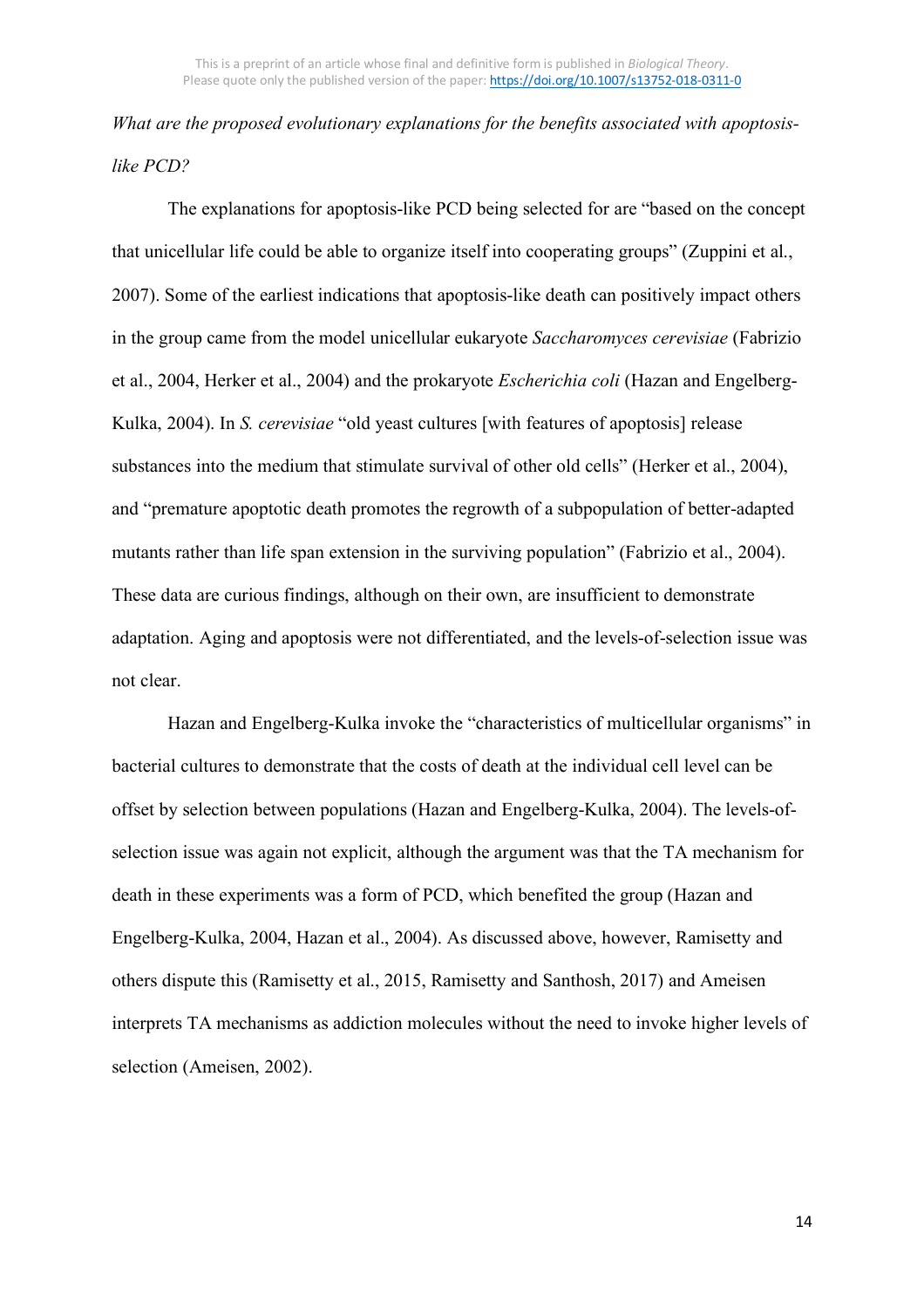*What are the proposed evolutionary explanations for the benefits associated with apoptosis-like PCD?*

The explanations for apoptosis-like PCD being selected for are "based on the concept that unicellular life could be able to organize itself into cooperating groups" (Zuppini et al., 2007). Some of the earliest indications that apoptosis-like death can positively impact others in the group came from the model unicellular eukaryote *Saccharomyces cerevisiae* (Fabrizio et al., 2004, Herker et al., 2004) and the prokaryote *Escherichia coli* (Hazan and Engelberg-Kulka, 2004). In *S. cerevisiae* "old yeast cultures [with features of apoptosis] release substances into the medium that stimulate survival of other old cells" (Herker et al., 2004), and "premature apoptotic death promotes the regrowth of a subpopulation of better-adapted mutants rather than life span extension in the surviving population" (Fabrizio et al., 2004). These data are curious findings, although on their own, are insufficient to demonstrate adaptation. Aging and apoptosis were not differentiated, and the levels-of-selection issue was not clear.

Hazan and Engelberg-Kulka invoke the "characteristics of multicellular organisms" in bacterial cultures to demonstrate that the costs of death at the individual cell level can be offset by selection between populations (Hazan and Engelberg-Kulka, 2004). The levels-of-selection issue was again not explicit, although the argument was that the TA mechanism for death in these experiments was a form of PCD, which benefited the group (Hazan and Engelberg-Kulka, 2004, Hazan et al., 2004). As discussed above, however, Ramisetty and others dispute this (Ramisetty et al., 2015, Ramisetty and Santhosh, 2017) and Ameisen interprets TA mechanisms as addiction molecules without the need to invoke higher levels of selection (Ameisen, 2002).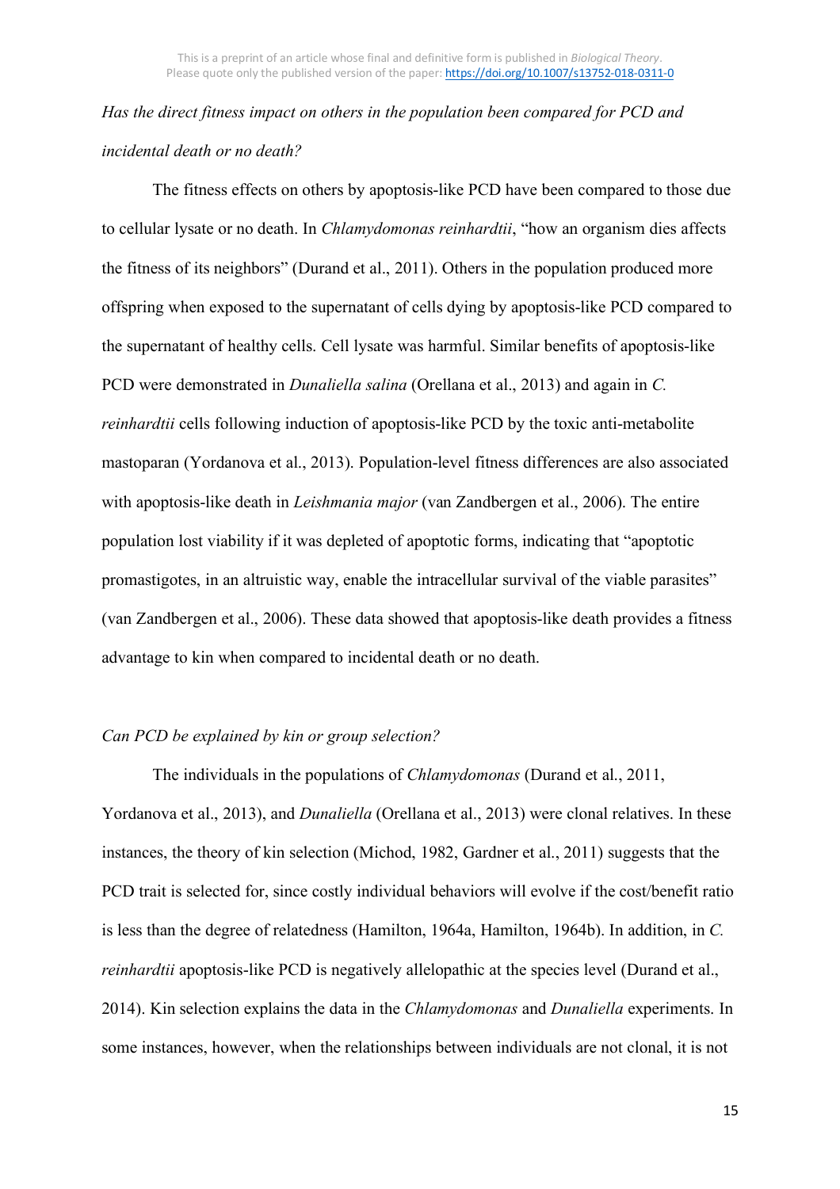*Has the direct fitness impact on others in the population been compared for PCD and incidental death or no death?*

The fitness effects on others by apoptosis-like PCD have been compared to those due to cellular lysate or no death. In *Chlamydomonas reinhardtii*, "how an organism dies affects the fitness of its neighbors" (Durand et al., 2011). Others in the population produced more offspring when exposed to the supernatant of cells dying by apoptosis-like PCD compared to the supernatant of healthy cells. Cell lysate was harmful. Similar benefits of apoptosis-like PCD were demonstrated in *Dunaliella salina* (Orellana et al., 2013) and again in *C. reinhardtii* cells following induction of apoptosis-like PCD by the toxic anti-metabolite mastoparan (Yordanova et al., 2013). Population-level fitness differences are also associated with apoptosis-like death in *Leishmania major* (van Zandbergen et al., 2006). The entire population lost viability if it was depleted of apoptotic forms, indicating that "apoptotic promastigotes, in an altruistic way, enable the intracellular survival of the viable parasites" (van Zandbergen et al., 2006). These data showed that apoptosis-like death provides a fitness advantage to kin when compared to incidental death or no death.

*Can PCD be explained by kin or group selection?*

The individuals in the populations of *Chlamydomonas* (Durand et al., 2011, Yordanova et al., 2013), and *Dunaliella* (Orellana et al., 2013) were clonal relatives. In these instances, the theory of kin selection (Michod, 1982, Gardner et al., 2011) suggests that the PCD trait is selected for, since costly individual behaviors will evolve if the cost/benefit ratio is less than the degree of relatedness (Hamilton, 1964a, Hamilton, 1964b). In addition, in *C. reinhardtii* apoptosis-like PCD is negatively allelopathic at the species level (Durand et al., 2014). Kin selection explains the data in the *Chlamydomonas* and *Dunaliella* experiments. In some instances, however, when the relationships between individuals are not clonal, it is not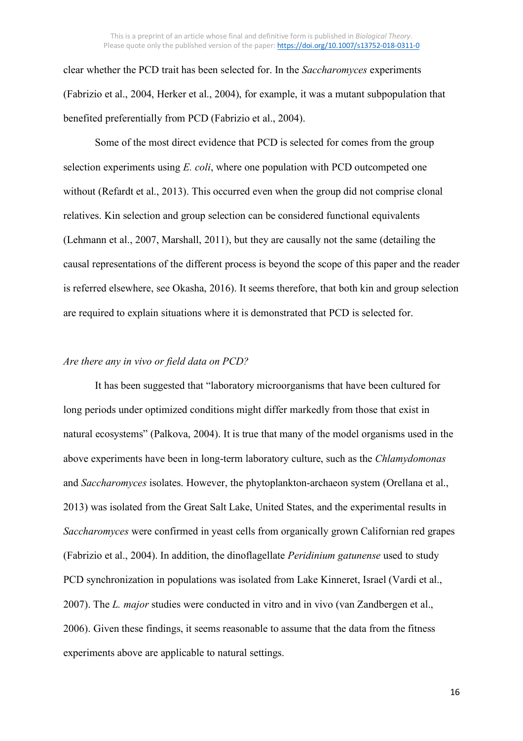clear whether the PCD trait has been selected for. In the *Saccharomyces* experiments (Fabrizio et al., 2004, Herker et al., 2004), for example, it was a mutant subpopulation that benefited preferentially from PCD (Fabrizio et al., 2004).

Some of the most direct evidence that PCD is selected for comes from the group selection experiments using *E. coli*, where one population with PCD outcompeted one without (Refardt et al., 2013). This occurred even when the group did not comprise clonal relatives. Kin selection and group selection can be considered functional equivalents (Lehmann et al., 2007, Marshall, 2011), but they are causally not the same (detailing the causal representations of the different process is beyond the scope of this paper and the reader is referred elsewhere, see Okasha, 2016). It seems therefore, that both kin and group selection are required to explain situations where it is demonstrated that PCD is selected for.

*Are there any in vivo or field data on PCD?*

It has been suggested that "laboratory microorganisms that have been cultured for long periods under optimized conditions might differ markedly from those that exist in natural ecosystems" (Palkova, 2004). It is true that many of the model organisms used in the above experiments have been in long-term laboratory culture, such as the *Chlamydomonas* and *Saccharomyces* isolates. However, the phytoplankton-archaeon system (Orellana et al., 2013) was isolated from the Great Salt Lake, United States, and the experimental results in *Saccharomyces* were confirmed in yeast cells from organically grown Californian red grapes (Fabrizio et al., 2004). In addition, the dinoflagellate *Peridinium gatunense* used to study PCD synchronization in populations was isolated from Lake Kinneret, Israel (Vardi et al., 2007). The *L. major* studies were conducted in vitro and in vivo (van Zandbergen et al., 2006). Given these findings, it seems reasonable to assume that the data from the fitness experiments above are applicable to natural settings.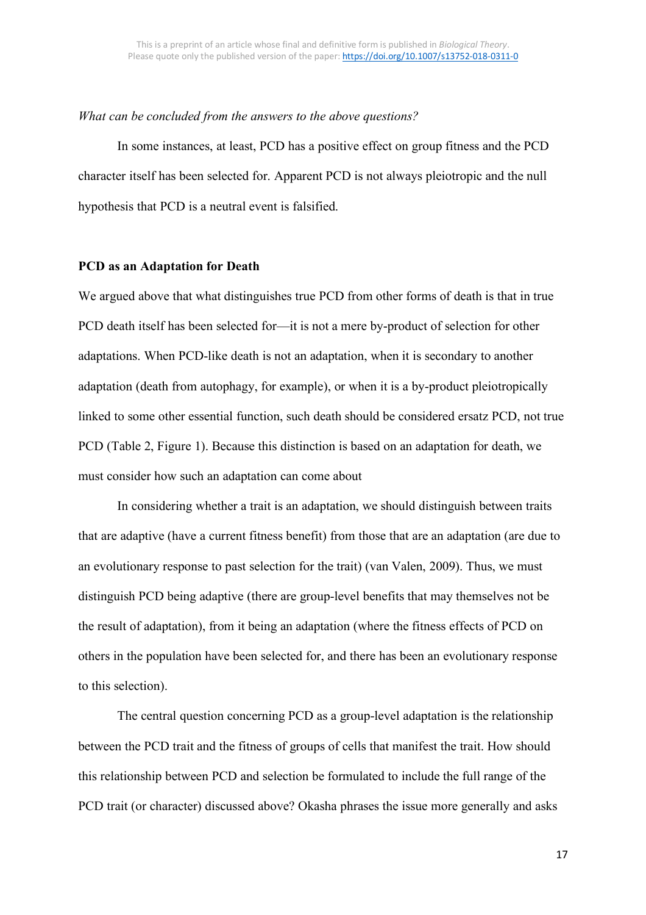*What can be concluded from the answers to the above questions?*

In some instances, at least, PCD has a positive effect on group fitness and the PCD character itself has been selected for. Apparent PCD is not always pleiotropic and the null hypothesis that PCD is a neutral event is falsified.

## PCD as an Adaptation for Death

We argued above that what distinguishes true PCD from other forms of death is that in true PCD death itself has been selected for—it is not a mere by-product of selection for other adaptations. When PCD-like death is not an adaptation, when it is secondary to another adaptation (death from autophagy, for example), or when it is a by-product pleiotropically linked to some other essential function, such death should be considered ersatz PCD, not true PCD (Table 2, Figure 1). Because this distinction is based on an adaptation for death, we must consider how such an adaptation can come about

In considering whether a trait is an adaptation, we should distinguish between traits that are adaptive (have a current fitness benefit) from those that are an adaptation (are due to an evolutionary response to past selection for the trait) (van Valen, 2009). Thus, we must distinguish PCD being adaptive (there are group-level benefits that may themselves not be the result of adaptation), from it being an adaptation (where the fitness effects of PCD on others in the population have been selected for, and there has been an evolutionary response to this selection).

The central question concerning PCD as a group-level adaptation is the relationship between the PCD trait and the fitness of groups of cells that manifest the trait. How should this relationship between PCD and selection be formulated to include the full range of the PCD trait (or character) discussed above? Okasha phrases the issue more generally and asks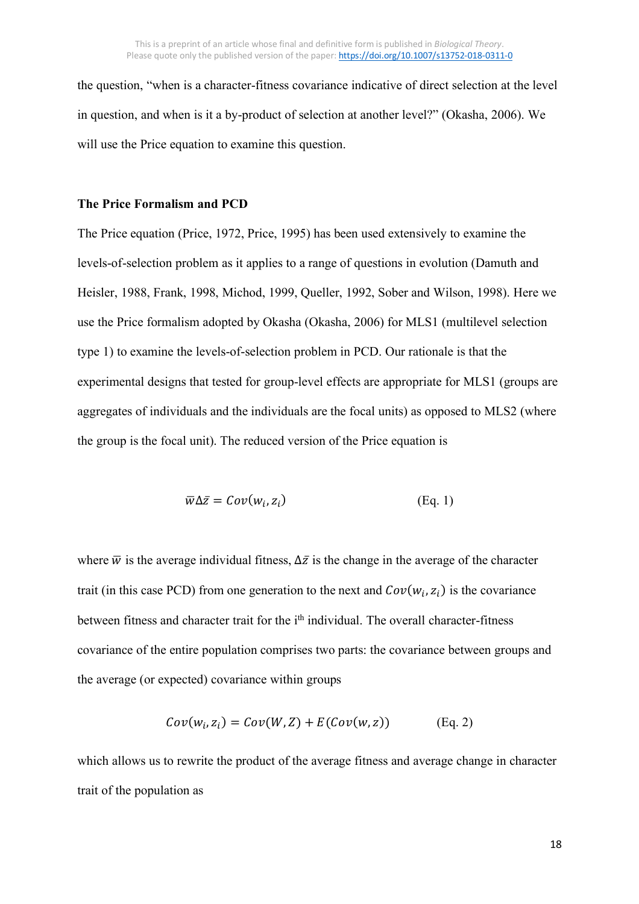the question, “when is a character-fitness covariance indicative of direct selection at the level in question, and when is it a by-product of selection at another level?” (Okasha, 2006). We will use the Price equation to examine this question.

**The Price Formalism and PCD**

The Price equation (Price, 1972, Price, 1995) has been used extensively to examine the levels-of-selection problem as it applies to a range of questions in evolution (Damuth and Heisler, 1988, Frank, 1998, Michod, 1999, Queller, 1992, Sober and Wilson, 1998). Here we use the Price formalism adopted by Okasha (Okasha, 2006) for MLS1 (multilevel selection type 1) to examine the levels-of-selection problem in PCD. Our rationale is that the experimental designs that tested for group-level effects are appropriate for MLS1 (groups are aggregates of individuals and the individuals are the focal units) as opposed to MLS2 (where the group is the focal unit). The reduced version of the Price equation is

$$\bar{w}\Delta\bar{z} = Cov(w_i, z_i) \qquad \text{(Eq. 1)}$$

where $\bar{w}$ is the average individual fitness, $\Delta\bar{z}$ is the change in the average of the character trait (in this case PCD) from one generation to the next and $Cov(w_i, z_i)$ is the covariance between fitness and character trait for the i<sup>th</sup> individual. The overall character-fitness covariance of the entire population comprises two parts: the covariance between groups and the average (or expected) covariance within groups

$$Cov(w_i, z_i) = Cov(W, Z) + E(Cov(w, z)) \qquad \text{(Eq. 2)}$$

which allows us to rewrite the product of the average fitness and average change in character trait of the population as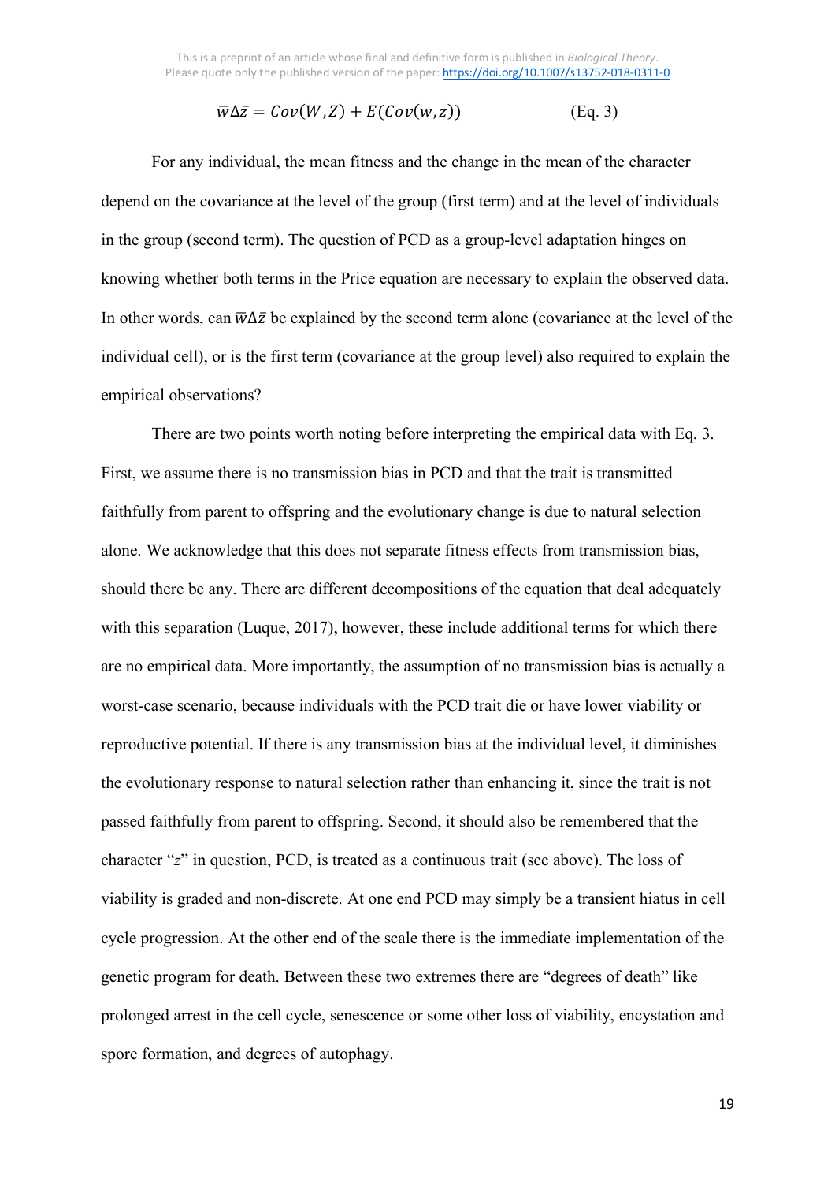$$\bar{w}\Delta\bar{z} = Cov(W, Z) + E(Cov(w, z)) \qquad \text{(Eq. 3)}$$

For any individual, the mean fitness and the change in the mean of the character depend on the covariance at the level of the group (first term) and at the level of individuals in the group (second term). The question of PCD as a group-level adaptation hinges on knowing whether both terms in the Price equation are necessary to explain the observed data. In other words, can $\bar{w}\Delta\bar{z}$ be explained by the second term alone (covariance at the level of the individual cell), or is the first term (covariance at the group level) also required to explain the empirical observations?

There are two points worth noting before interpreting the empirical data with Eq. 3. First, we assume there is no transmission bias in PCD and that the trait is transmitted faithfully from parent to offspring and the evolutionary change is due to natural selection alone. We acknowledge that this does not separate fitness effects from transmission bias, should there be any. There are different decompositions of the equation that deal adequately with this separation (Luque, 2017), however, these include additional terms for which there are no empirical data. More importantly, the assumption of no transmission bias is actually a worst-case scenario, because individuals with the PCD trait die or have lower viability or reproductive potential. If there is any transmission bias at the individual level, it diminishes the evolutionary response to natural selection rather than enhancing it, since the trait is not passed faithfully from parent to offspring. Second, it should also be remembered that the character "*z*" in question, PCD, is treated as a continuous trait (see above). The loss of viability is graded and non-discrete. At one end PCD may simply be a transient hiatus in cell cycle progression. At the other end of the scale there is the immediate implementation of the genetic program for death. Between these two extremes there are "degrees of death" like prolonged arrest in the cell cycle, senescence or some other loss of viability, encystation and spore formation, and degrees of autophagy.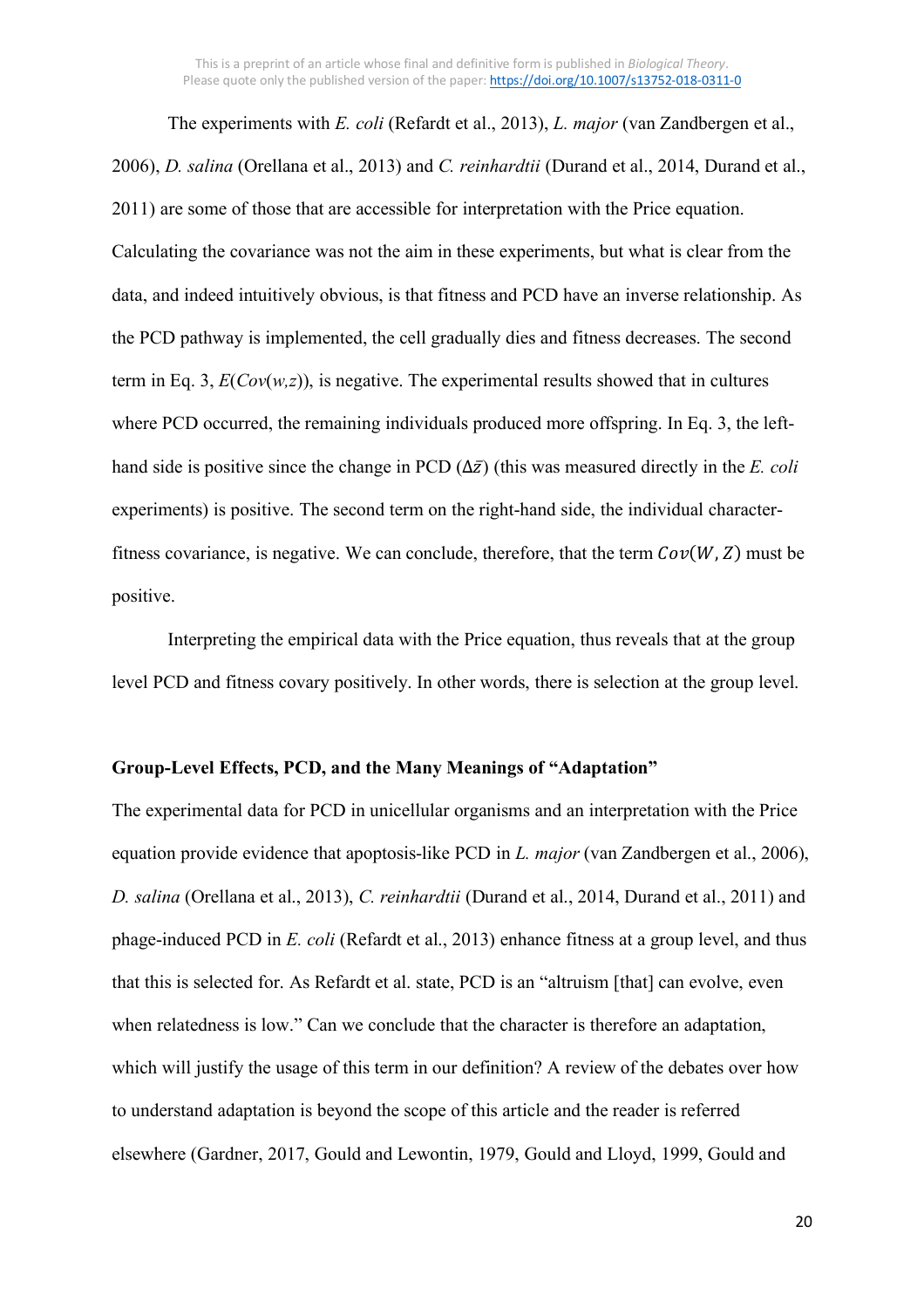The experiments with *E. coli* (Refardt et al., 2013), *L. major* (van Zandbergen et al., 2006), *D. salina* (Orellana et al., 2013) and *C. reinhardtii* (Durand et al., 2014, Durand et al., 2011) are some of those that are accessible for interpretation with the Price equation. Calculating the covariance was not the aim in these experiments, but what is clear from the data, and indeed intuitively obvious, is that fitness and PCD have an inverse relationship. As the PCD pathway is implemented, the cell gradually dies and fitness decreases. The second term in Eq. 3, $E(Cov(w,z))$, is negative. The experimental results showed that in cultures where PCD occurred, the remaining individuals produced more offspring. In Eq. 3, the left-hand side is positive since the change in PCD ($\Delta\bar{z}$) (this was measured directly in the *E. coli* experiments) is positive. The second term on the right-hand side, the individual character-fitness covariance, is negative. We can conclude, therefore, that the term $Cov(W, Z)$ must be positive.

Interpreting the empirical data with the Price equation, thus reveals that at the group level PCD and fitness covary positively. In other words, there is selection at the group level.

## Group-Level Effects, PCD, and the Many Meanings of "Adaptation"

The experimental data for PCD in unicellular organisms and an interpretation with the Price equation provide evidence that apoptosis-like PCD in *L. major* (van Zandbergen et al., 2006), *D. salina* (Orellana et al., 2013), *C. reinhardtii* (Durand et al., 2014, Durand et al., 2011) and phage-induced PCD in *E. coli* (Refardt et al., 2013) enhance fitness at a group level, and thus that this is selected for. As Refardt et al. state, PCD is an "altruism [that] can evolve, even when relatedness is low." Can we conclude that the character is therefore an adaptation, which will justify the usage of this term in our definition? A review of the debates over how to understand adaptation is beyond the scope of this article and the reader is referred elsewhere (Gardner, 2017, Gould and Lewontin, 1979, Gould and Lloyd, 1999, Gould and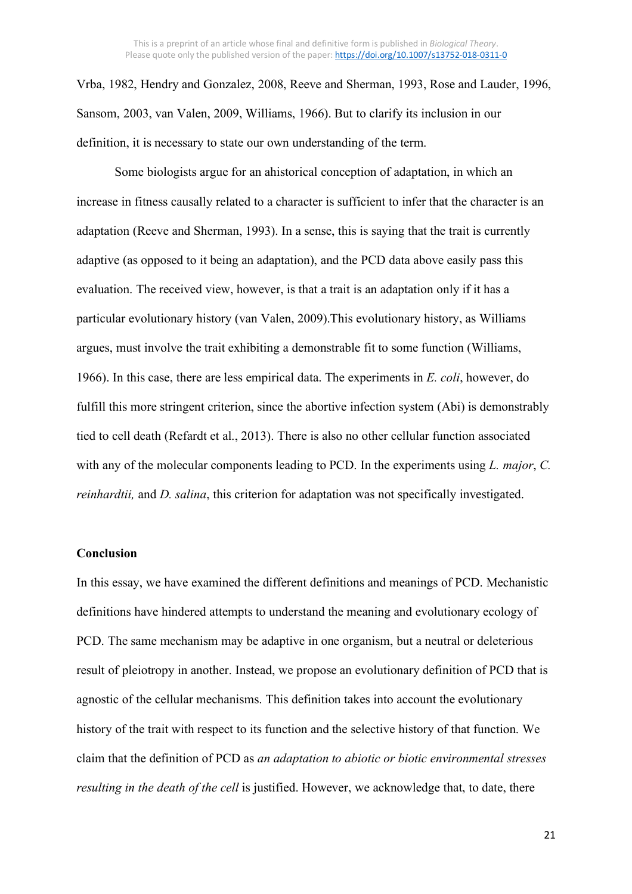Vrba, 1982, Hendry and Gonzalez, 2008, Reeve and Sherman, 1993, Rose and Lauder, 1996, Sansom, 2003, van Valen, 2009, Williams, 1966). But to clarify its inclusion in our definition, it is necessary to state our own understanding of the term.

Some biologists argue for an ahistorical conception of adaptation, in which an increase in fitness causally related to a character is sufficient to infer that the character is an adaptation (Reeve and Sherman, 1993). In a sense, this is saying that the trait is currently adaptive (as opposed to it being an adaptation), and the PCD data above easily pass this evaluation. The received view, however, is that a trait is an adaptation only if it has a particular evolutionary history (van Valen, 2009).This evolutionary history, as Williams argues, must involve the trait exhibiting a demonstrable fit to some function (Williams, 1966). In this case, there are less empirical data. The experiments in *E. coli*, however, do fulfill this more stringent criterion, since the abortive infection system (Abi) is demonstrably tied to cell death (Refardt et al., 2013). There is also no other cellular function associated with any of the molecular components leading to PCD. In the experiments using *L. major*, *C. reinhardtii,* and *D. salina*, this criterion for adaptation was not specifically investigated.

## Conclusion

In this essay, we have examined the different definitions and meanings of PCD. Mechanistic definitions have hindered attempts to understand the meaning and evolutionary ecology of PCD. The same mechanism may be adaptive in one organism, but a neutral or deleterious result of pleiotropy in another. Instead, we propose an evolutionary definition of PCD that is agnostic of the cellular mechanisms. This definition takes into account the evolutionary history of the trait with respect to its function and the selective history of that function. We claim that the definition of PCD as *an adaptation to abiotic or biotic environmental stresses resulting in the death of the cell* is justified. However, we acknowledge that, to date, there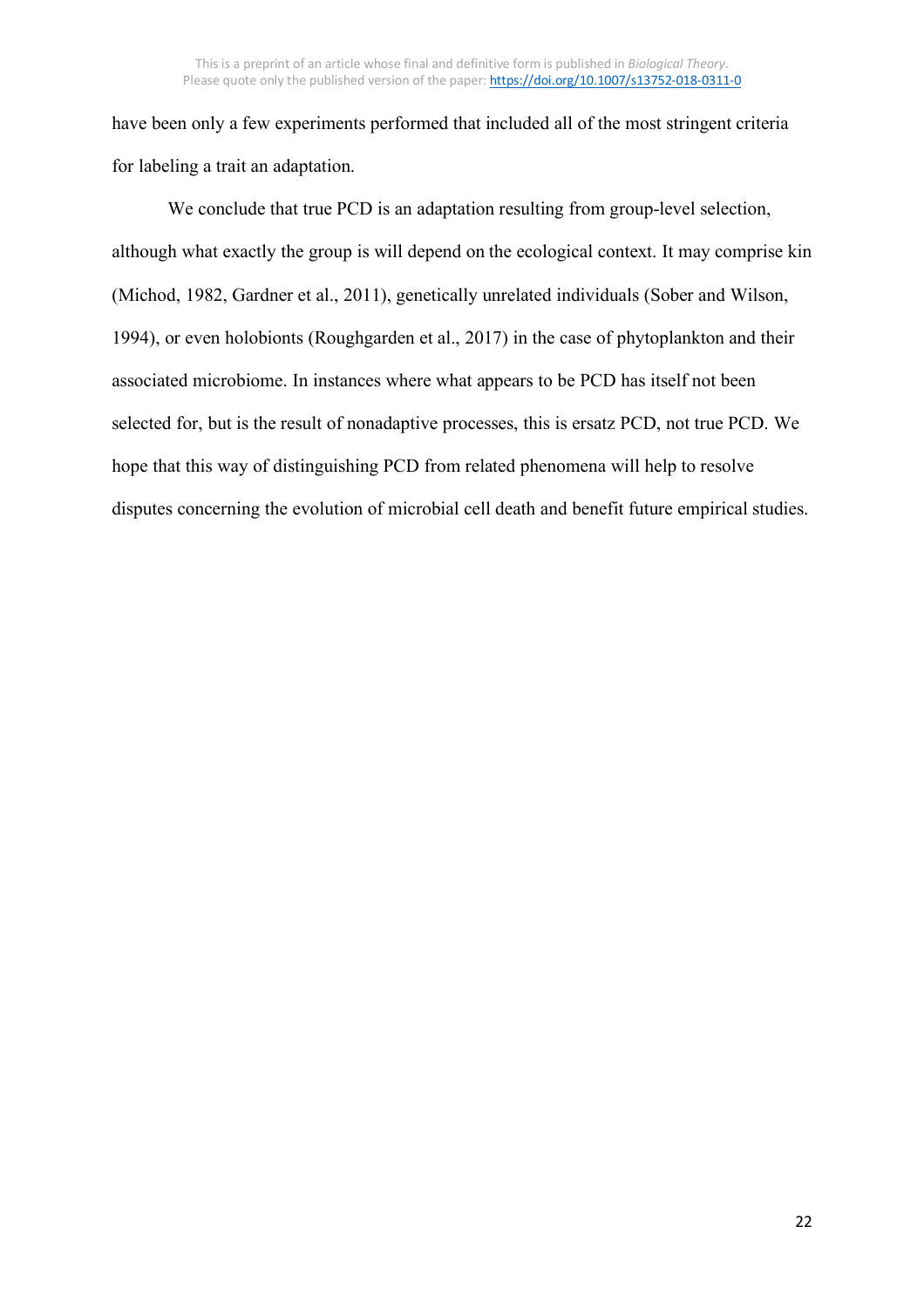have been only a few experiments performed that included all of the most stringent criteria for labeling a trait an adaptation.

We conclude that true PCD is an adaptation resulting from group-level selection, although what exactly the group is will depend on the ecological context. It may comprise kin (Michod, 1982, Gardner et al., 2011), genetically unrelated individuals (Sober and Wilson, 1994), or even holobionts (Roughgarden et al., 2017) in the case of phytoplankton and their associated microbiome. In instances where what appears to be PCD has itself not been selected for, but is the result of nonadaptive processes, this is ersatz PCD, not true PCD. We hope that this way of distinguishing PCD from related phenomena will help to resolve disputes concerning the evolution of microbial cell death and benefit future empirical studies.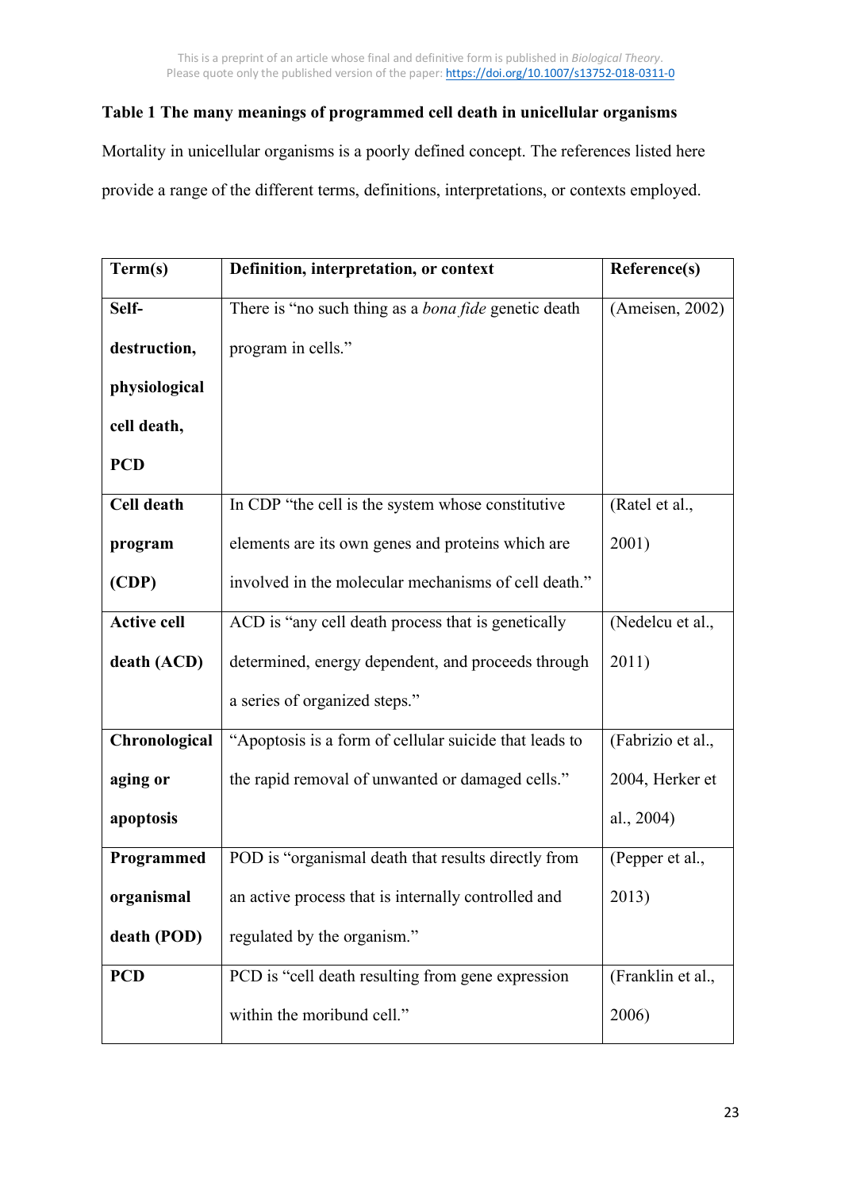**Table 1 The many meanings of programmed cell death in unicellular organisms**

Mortality in unicellular organisms is a poorly defined concept. The references listed here provide a range of the different terms, definitions, interpretations, or contexts employed.

| Term(s) | Definition, interpretation, or context | Reference(s) |
|---|---|---|
| **Self-destruction, physiological cell death, PCD** | There is “no such thing as a *bona fide* genetic death program in cells.” | (Ameisen, 2002) |
| **Cell death program (CDP)** | In CDP “the cell is the system whose constitutive elements are its own genes and proteins which are involved in the molecular mechanisms of cell death.” | (Ratel et al., 2001) |
| **Active cell death (ACD)** | ACD is “any cell death process that is genetically determined, energy dependent, and proceeds through a series of organized steps.” | (Nedelcu et al., 2011) |
| **Chronological aging or apoptosis** | “Apoptosis is a form of cellular suicide that leads to the rapid removal of unwanted or damaged cells.” | (Fabrizio et al., 2004, Herker et al., 2004) |
| **Programmed organismal death (POD)** | POD is “organismal death that results directly from an active process that is internally controlled and regulated by the organism.” | (Pepper et al., 2013) |
| **PCD** | PCD is “cell death resulting from gene expression within the moribund cell.” | (Franklin et al., 2006) |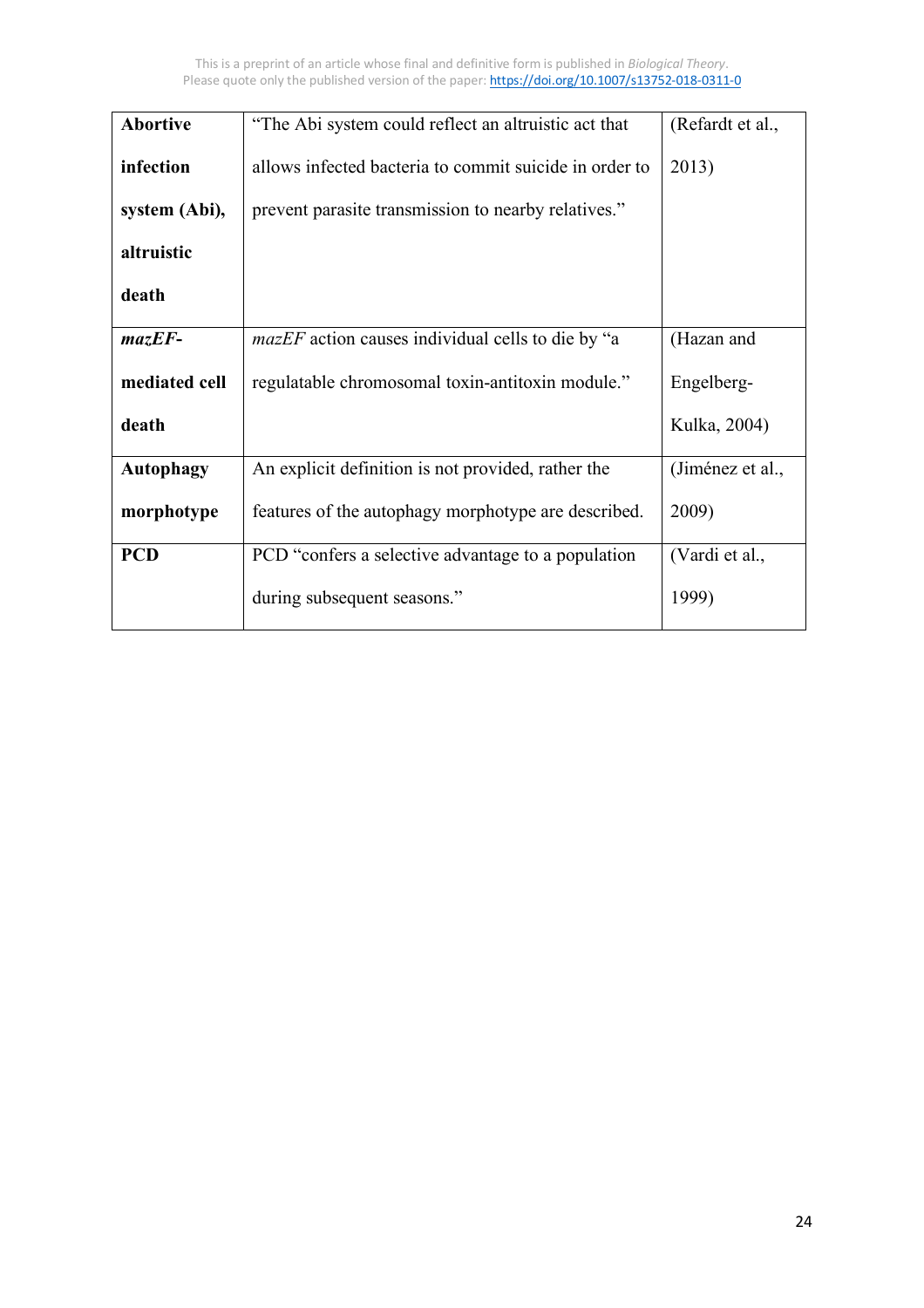| **Abortive infection system (Abi), altruistic death** | "The Abi system could reflect an altruistic act that allows infected bacteria to commit suicide in order to prevent parasite transmission to nearby relatives." | (Refardt et al., 2013) |
|---|---|---|
| ***mazEF*-mediated cell death** | *mazEF* action causes individual cells to die by "a regulatable chromosomal toxin-antitoxin module." | (Hazan and Engelberg-Kulka, 2004) |
| **Autophagy morphotype** | An explicit definition is not provided, rather the features of the autophagy morphotype are described. | (Jiménez et al., 2009) |
| **PCD** | PCD "confers a selective advantage to a population during subsequent seasons." | (Vardi et al., 1999) |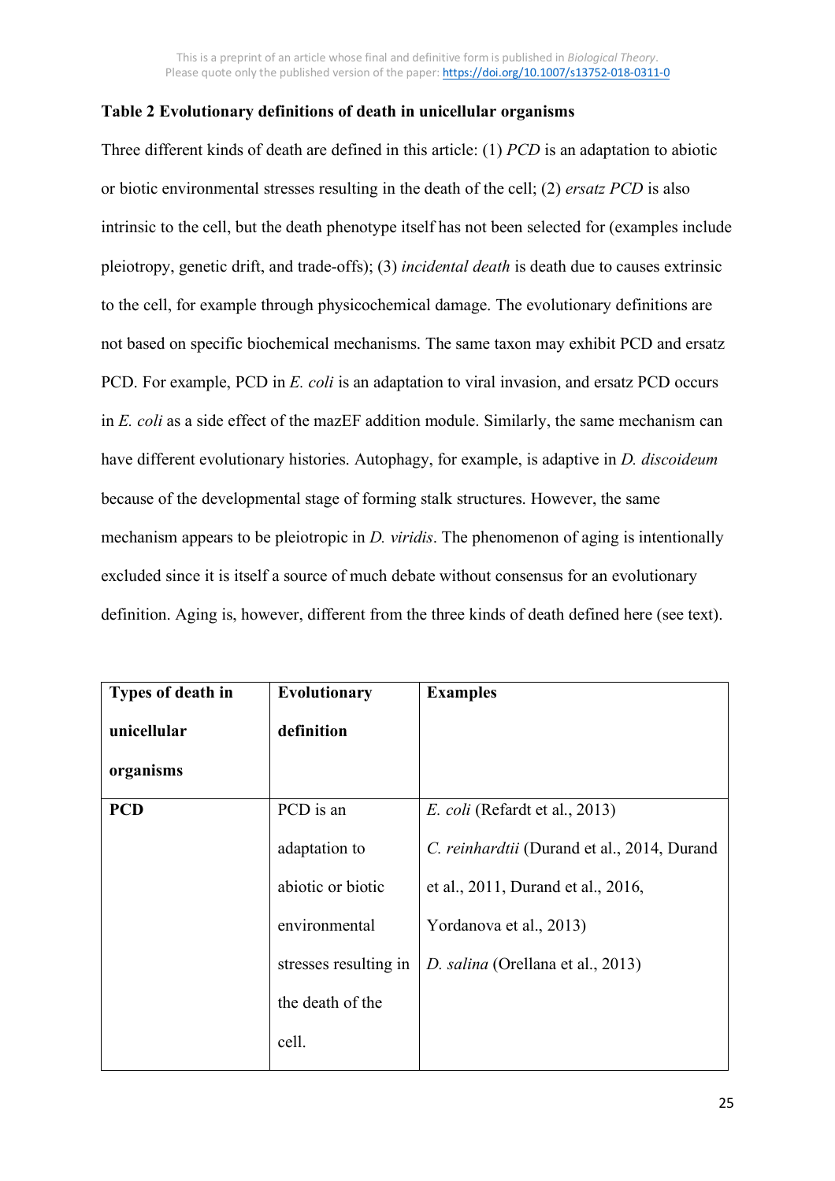**Table 2 Evolutionary definitions of death in unicellular organisms**

Three different kinds of death are defined in this article: (1) *PCD* is an adaptation to abiotic or biotic environmental stresses resulting in the death of the cell; (2) *ersatz PCD* is also intrinsic to the cell, but the death phenotype itself has not been selected for (examples include pleiotropy, genetic drift, and trade-offs); (3) *incidental death* is death due to causes extrinsic to the cell, for example through physicochemical damage. The evolutionary definitions are not based on specific biochemical mechanisms. The same taxon may exhibit PCD and ersatz PCD. For example, PCD in *E. coli* is an adaptation to viral invasion, and ersatz PCD occurs in *E. coli* as a side effect of the mazEF addition module. Similarly, the same mechanism can have different evolutionary histories. Autophagy, for example, is adaptive in *D. discoideum* because of the developmental stage of forming stalk structures. However, the same mechanism appears to be pleiotropic in *D. viridis*. The phenomenon of aging is intentionally excluded since it is itself a source of much debate without consensus for an evolutionary definition. Aging is, however, different from the three kinds of death defined here (see text).

| Types of death in unicellular organisms | Evolutionary definition | Examples |
|---|---|---|
| **PCD** | PCD is an adaptation to abiotic or biotic environmental stresses resulting in the death of the cell. | *E. coli* (Refardt et al., 2013)<br>*C. reinhardtii* (Durand et al., 2014, Durand et al., 2011, Durand et al., 2016, Yordanova et al., 2013)<br>*D. salina* (Orellana et al., 2013) |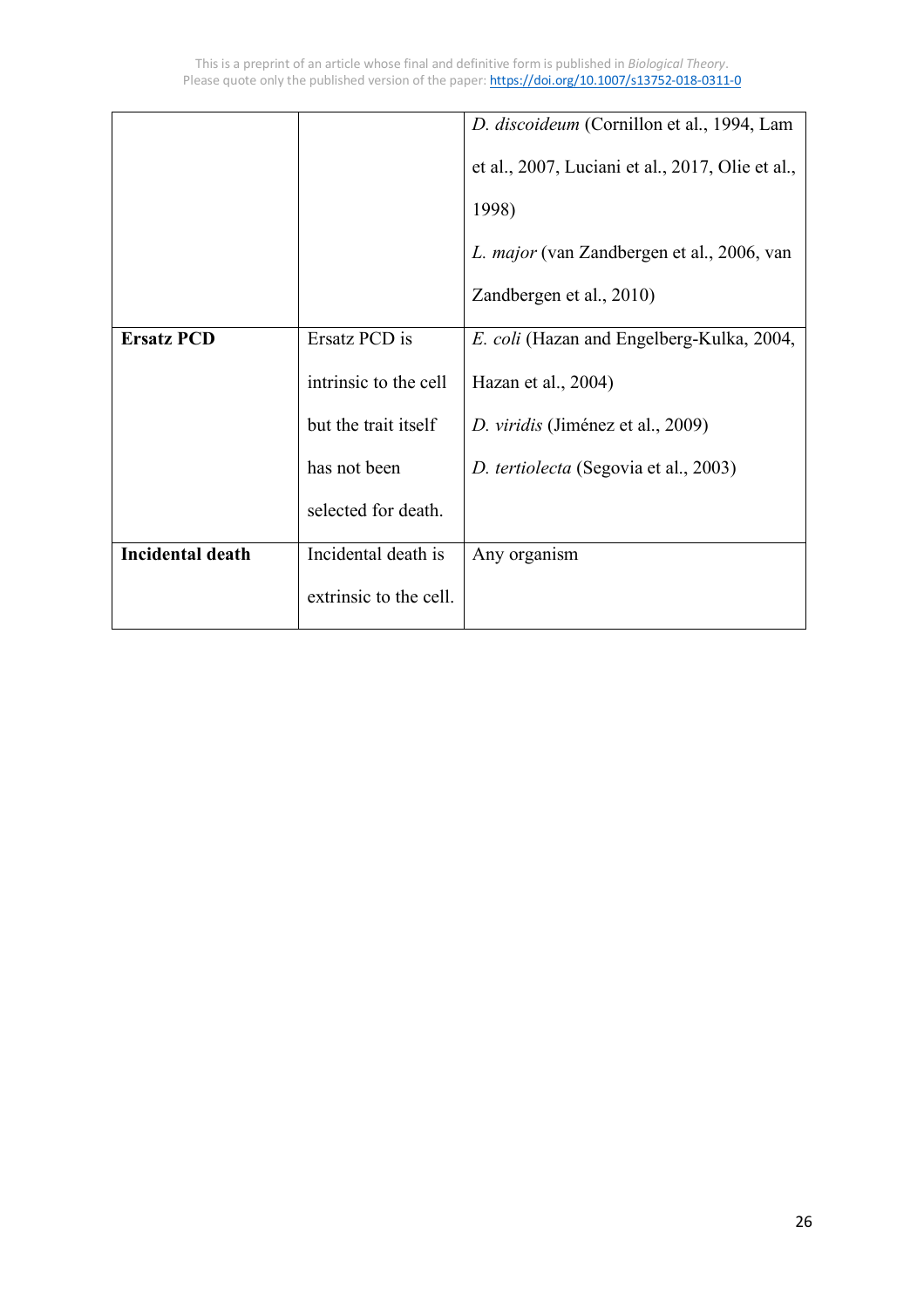| | | |
|---|---|---|
| | | *D. discoideum* (Cornillon et al., 1994, Lam et al., 2007, Luciani et al., 2017, Olie et al., 1998)<br>*L. major* (van Zandbergen et al., 2006, van Zandbergen et al., 2010) |
| **Ersatz PCD** | Ersatz PCD is intrinsic to the cell but the trait itself has not been selected for death. | *E. coli* (Hazan and Engelberg-Kulka, 2004, Hazan et al., 2004)<br>*D. viridis* (Jiménez et al., 2009)<br>*D. tertiolecta* (Segovia et al., 2003) |
| **Incidental death** | Incidental death is extrinsic to the cell. | Any organism |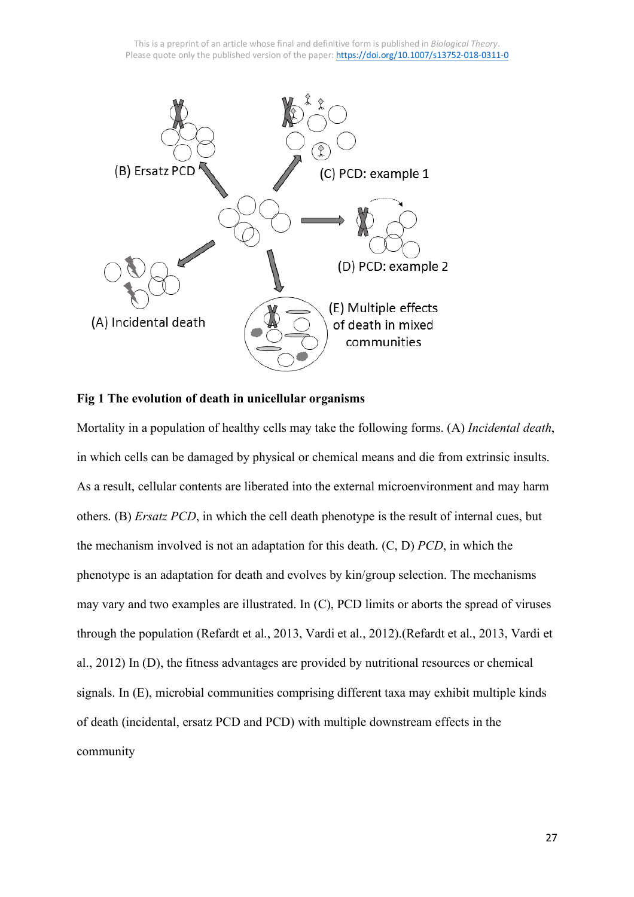**Fig 1 The evolution of death in unicellular organisms**

Mortality in a population of healthy cells may take the following forms. (A) *Incidental death*, in which cells can be damaged by physical or chemical means and die from extrinsic insults. As a result, cellular contents are liberated into the external microenvironment and may harm others. (B) *Ersatz PCD*, in which the cell death phenotype is the result of internal cues, but the mechanism involved is not an adaptation for this death. (C, D) *PCD*, in which the phenotype is an adaptation for death and evolves by kin/group selection. The mechanisms may vary and two examples are illustrated. In (C), PCD limits or aborts the spread of viruses through the population (Refardt et al., 2013, Vardi et al., 2012).(Refardt et al., 2013, Vardi et al., 2012) In (D), the fitness advantages are provided by nutritional resources or chemical signals. In (E), microbial communities comprising different taxa may exhibit multiple kinds of death (incidental, ersatz PCD and PCD) with multiple downstream effects in the community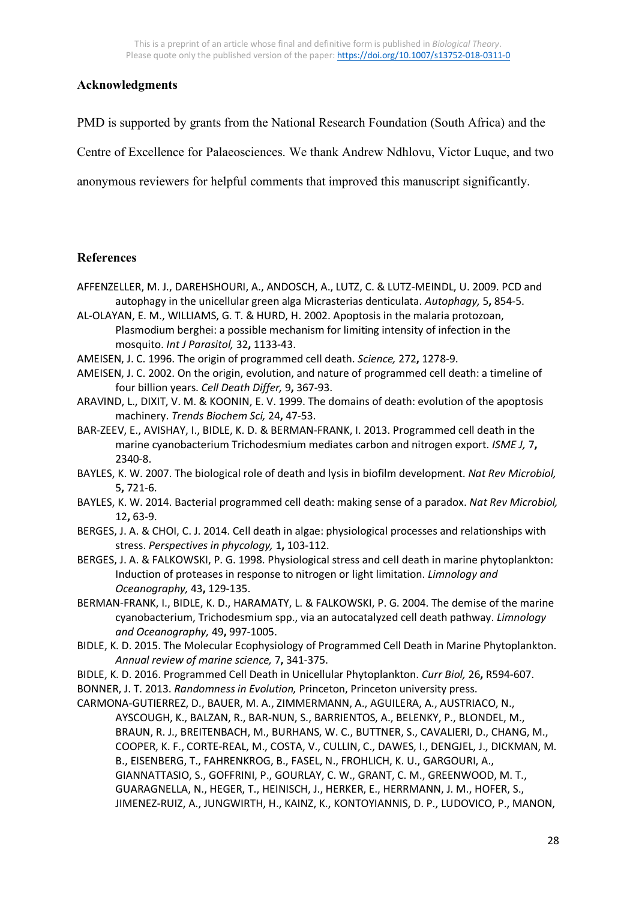## Acknowledgments

PMD is supported by grants from the National Research Foundation (South Africa) and the Centre of Excellence for Palaeosciences. We thank Andrew Ndhlovu, Victor Luque, and two anonymous reviewers for helpful comments that improved this manuscript significantly.

## References

AFFENZELLER, M. J., DAREHSHOURI, A., ANDOSCH, A., LUTZ, C. & LUTZ-MEINDL, U. 2009. PCD and autophagy in the unicellular green alga Micrasterias denticulata. *Autophagy,* 5**,** 854-5.

AL-OLAYAN, E. M., WILLIAMS, G. T. & HURD, H. 2002. Apoptosis in the malaria protozoan, Plasmodium berghei: a possible mechanism for limiting intensity of infection in the mosquito. *Int J Parasitol,* 32**,** 1133-43.

AMEISEN, J. C. 1996. The origin of programmed cell death. *Science,* 272**,** 1278-9.

AMEISEN, J. C. 2002. On the origin, evolution, and nature of programmed cell death: a timeline of four billion years. *Cell Death Differ,* 9**,** 367-93.

ARAVIND, L., DIXIT, V. M. & KOONIN, E. V. 1999. The domains of death: evolution of the apoptosis machinery. *Trends Biochem Sci,* 24**,** 47-53.

BAR-ZEEV, E., AVISHAY, I., BIDLE, K. D. & BERMAN-FRANK, I. 2013. Programmed cell death in the marine cyanobacterium Trichodesmium mediates carbon and nitrogen export. *ISME J,* 7**,** 2340-8.

BAYLES, K. W. 2007. The biological role of death and lysis in biofilm development. *Nat Rev Microbiol,* 5**,** 721-6.

BAYLES, K. W. 2014. Bacterial programmed cell death: making sense of a paradox. *Nat Rev Microbiol,* 12**,** 63-9.

BERGES, J. A. & CHOI, C. J. 2014. Cell death in algae: physiological processes and relationships with stress. *Perspectives in phycology,* 1**,** 103-112.

BERGES, J. A. & FALKOWSKI, P. G. 1998. Physiological stress and cell death in marine phytoplankton: Induction of proteases in response to nitrogen or light limitation. *Limnology and Oceanography,* 43**,** 129-135.

BERMAN-FRANK, I., BIDLE, K. D., HARAMATY, L. & FALKOWSKI, P. G. 2004. The demise of the marine cyanobacterium, Trichodesmium spp., via an autocatalyzed cell death pathway. *Limnology and Oceanography,* 49**,** 997-1005.

BIDLE, K. D. 2015. The Molecular Ecophysiology of Programmed Cell Death in Marine Phytoplankton. *Annual review of marine science,* 7**,** 341-375.

BIDLE, K. D. 2016. Programmed Cell Death in Unicellular Phytoplankton. *Curr Biol,* 26**,** R594-607.

BONNER, J. T. 2013. *Randomness in Evolution,* Princeton, Princeton university press.

CARMONA-GUTIERREZ, D., BAUER, M. A., ZIMMERMANN, A., AGUILERA, A., AUSTRIACO, N., AYSCOUGH, K., BALZAN, R., BAR-NUN, S., BARRIENTOS, A., BELENKY, P., BLONDEL, M., BRAUN, R. J., BREITENBACH, M., BURHANS, W. C., BUTTNER, S., CAVALIERI, D., CHANG, M., COOPER, K. F., CORTE-REAL, M., COSTA, V., CULLIN, C., DAWES, I., DENGJEL, J., DICKMAN, M. B., EISENBERG, T., FAHRENKROG, B., FASEL, N., FROHLICH, K. U., GARGOURI, A., GIANNATTASIO, S., GOFFRINI, P., GOURLAY, C. W., GRANT, C. M., GREENWOOD, M. T., GUARAGNELLA, N., HEGER, T., HEINISCH, J., HERKER, E., HERRMANN, J. M., HOFER, S., JIMENEZ-RUIZ, A., JUNGWIRTH, H., KAINZ, K., KONTOYIANNIS, D. P., LUDOVICO, P., MANON,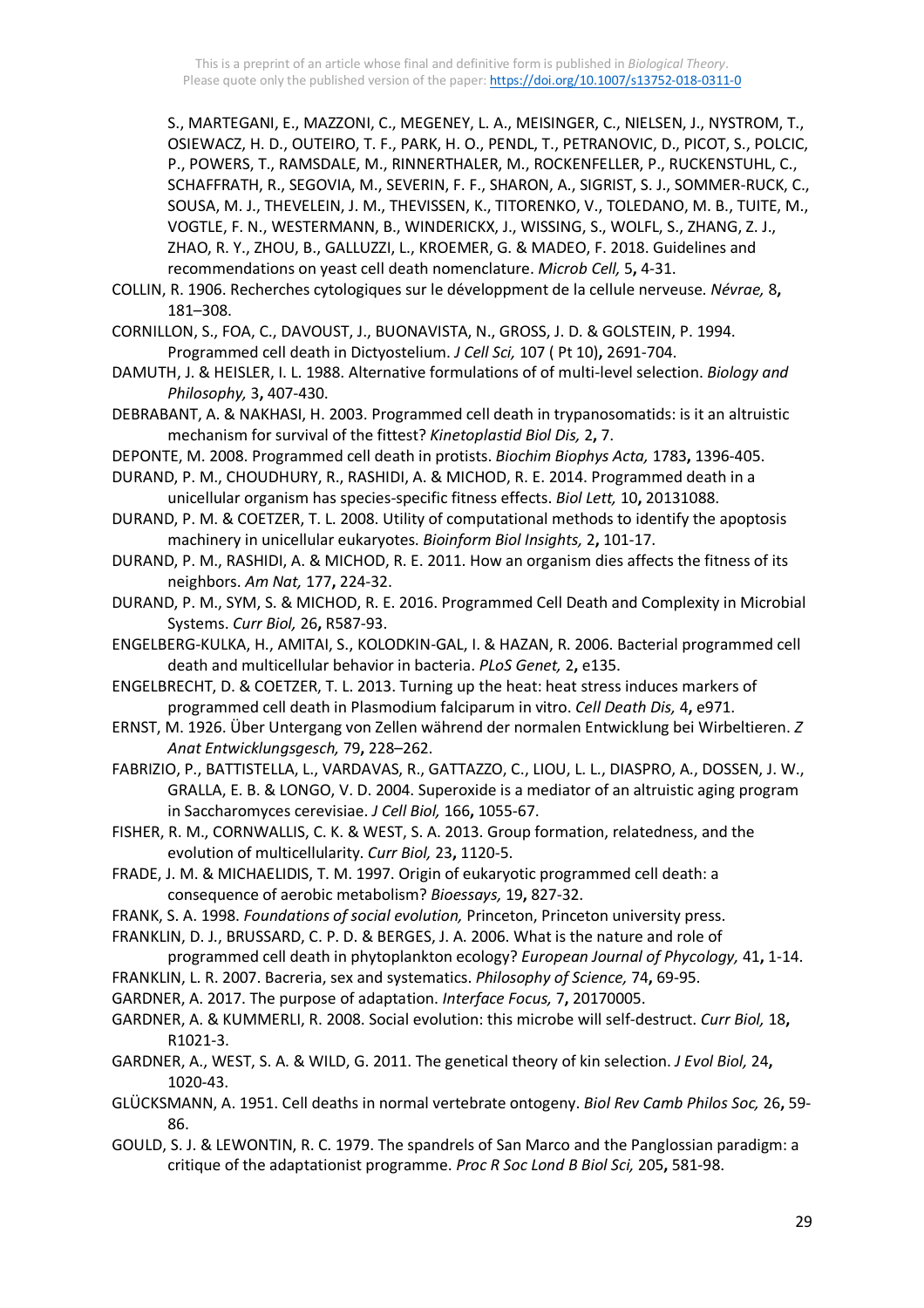S., MARTEGANI, E., MAZZONI, C., MEGENEY, L. A., MEISINGER, C., NIELSEN, J., NYSTROM, T., OSIEWACZ, H. D., OUTEIRO, T. F., PARK, H. O., PENDL, T., PETRANOVIC, D., PICOT, S., POLCIC, P., POWERS, T., RAMSDALE, M., RINNERTHALER, M., ROCKENFELLER, P., RUCKENSTUHL, C., SCHAFFRATH, R., SEGOVIA, M., SEVERIN, F. F., SHARON, A., SIGRIST, S. J., SOMMER-RUCK, C., SOUSA, M. J., THEVELEIN, J. M., THEVISSEN, K., TITORENKO, V., TOLEDANO, M. B., TUITE, M., VOGTLE, F. N., WESTERMANN, B., WINDERICKX, J., WISSING, S., WOLFL, S., ZHANG, Z. J., ZHAO, R. Y., ZHOU, B., GALLUZZI, L., KROEMER, G. & MADEO, F. 2018. Guidelines and recommendations on yeast cell death nomenclature. *Microb Cell,* 5**,** 4-31.

COLLIN, R. 1906. Recherches cytologiques sur le développment de la cellule nerveuse. *Névrae,* 8**,** 181–308.

CORNILLON, S., FOA, C., DAVOUST, J., BUONAVISTA, N., GROSS, J. D. & GOLSTEIN, P. 1994. Programmed cell death in Dictyostelium. *J Cell Sci,* 107 ( Pt 10)**,** 2691-704.

DAMUTH, J. & HEISLER, I. L. 1988. Alternative formulations of of multi-level selection. *Biology and Philosophy,* 3**,** 407-430.

DEBRABANT, A. & NAKHASI, H. 2003. Programmed cell death in trypanosomatids: is it an altruistic mechanism for survival of the fittest? *Kinetoplastid Biol Dis,* 2**,** 7.

DEPONTE, M. 2008. Programmed cell death in protists. *Biochim Biophys Acta,* 1783**,** 1396-405.

DURAND, P. M., CHOUDHURY, R., RASHIDI, A. & MICHOD, R. E. 2014. Programmed death in a unicellular organism has species-specific fitness effects. *Biol Lett,* 10**,** 20131088.

DURAND, P. M. & COETZER, T. L. 2008. Utility of computational methods to identify the apoptosis machinery in unicellular eukaryotes. *Bioinform Biol Insights,* 2**,** 101-17.

DURAND, P. M., RASHIDI, A. & MICHOD, R. E. 2011. How an organism dies affects the fitness of its neighbors. *Am Nat,* 177**,** 224-32.

DURAND, P. M., SYM, S. & MICHOD, R. E. 2016. Programmed Cell Death and Complexity in Microbial Systems. *Curr Biol,* 26**,** R587-93.

ENGELBERG-KULKA, H., AMITAI, S., KOLODKIN-GAL, I. & HAZAN, R. 2006. Bacterial programmed cell death and multicellular behavior in bacteria. *PLoS Genet,* 2**,** e135.

ENGELBRECHT, D. & COETZER, T. L. 2013. Turning up the heat: heat stress induces markers of programmed cell death in Plasmodium falciparum in vitro. *Cell Death Dis,* 4**,** e971.

ERNST, M. 1926. Über Untergang von Zellen während der normalen Entwicklung bei Wirbeltieren. *Z Anat Entwicklungsgesch,* 79**,** 228–262.

FABRIZIO, P., BATTISTELLA, L., VARDAVAS, R., GATTAZZO, C., LIOU, L. L., DIASPRO, A., DOSSEN, J. W., GRALLA, E. B. & LONGO, V. D. 2004. Superoxide is a mediator of an altruistic aging program in Saccharomyces cerevisiae. *J Cell Biol,* 166**,** 1055-67.

FISHER, R. M., CORNWALLIS, C. K. & WEST, S. A. 2013. Group formation, relatedness, and the evolution of multicellularity. *Curr Biol,* 23**,** 1120-5.

FRADE, J. M. & MICHAELIDIS, T. M. 1997. Origin of eukaryotic programmed cell death: a consequence of aerobic metabolism? *Bioessays,* 19**,** 827-32.

FRANK, S. A. 1998. *Foundations of social evolution,* Princeton, Princeton university press.

FRANKLIN, D. J., BRUSSARD, C. P. D. & BERGES, J. A. 2006. What is the nature and role of programmed cell death in phytoplankton ecology? *European Journal of Phycology,* 41**,** 1-14.

FRANKLIN, L. R. 2007. Bacreria, sex and systematics. *Philosophy of Science,* 74**,** 69-95.

GARDNER, A. 2017. The purpose of adaptation. *Interface Focus,* 7**,** 20170005.

GARDNER, A. & KUMMERLI, R. 2008. Social evolution: this microbe will self-destruct. *Curr Biol,* 18**,** R1021-3.

GARDNER, A., WEST, S. A. & WILD, G. 2011. The genetical theory of kin selection. *J Evol Biol,* 24**,** 1020-43.

GLÜCKSMANN, A. 1951. Cell deaths in normal vertebrate ontogeny. *Biol Rev Camb Philos Soc,* 26**,** 59-86.

GOULD, S. J. & LEWONTIN, R. C. 1979. The spandrels of San Marco and the Panglossian paradigm: a critique of the adaptationist programme. *Proc R Soc Lond B Biol Sci,* 205**,** 581-98.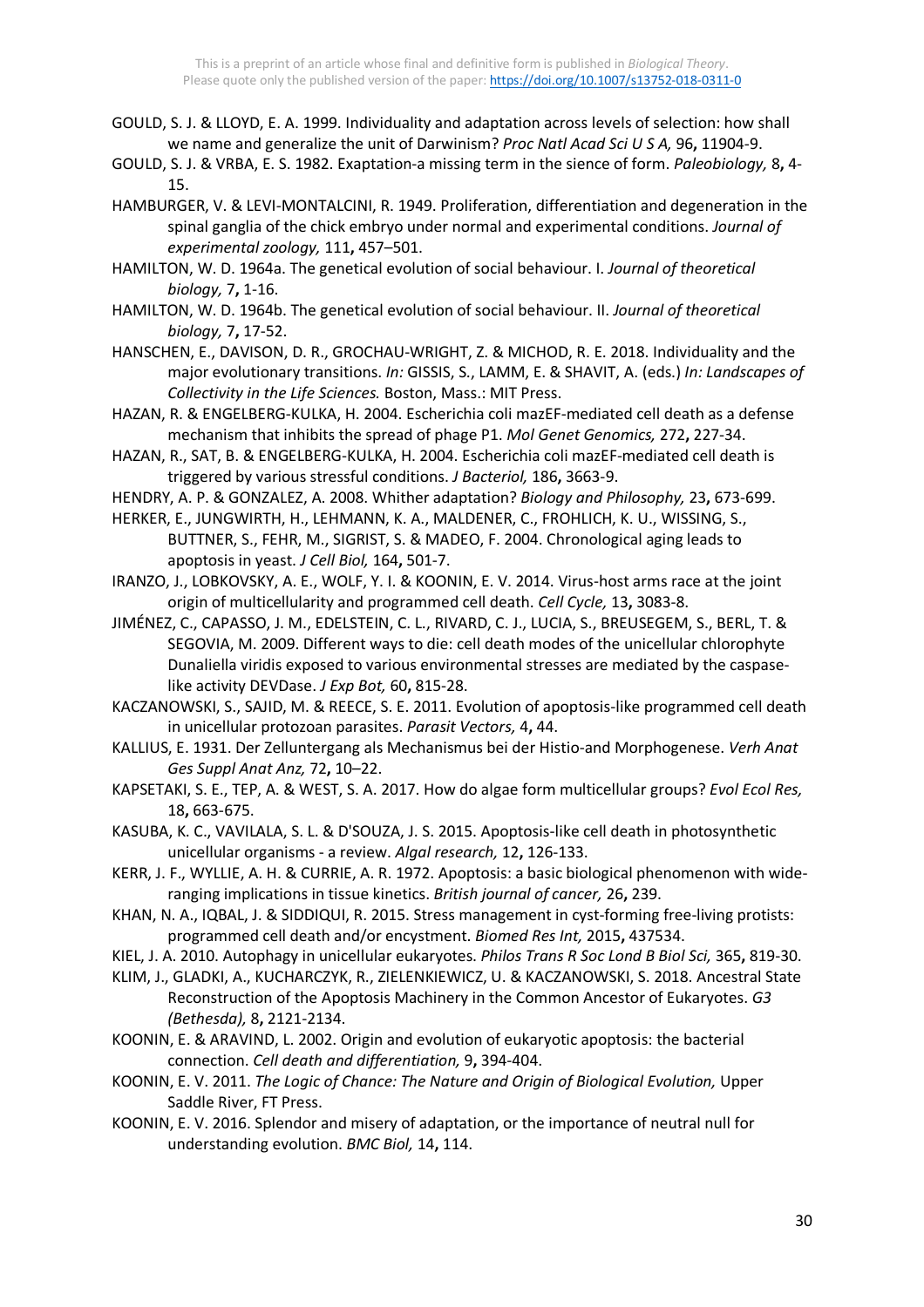GOULD, S. J. & LLOYD, E. A. 1999. Individuality and adaptation across levels of selection: how shall we name and generalize the unit of Darwinism? *Proc Natl Acad Sci U S A,* 96**,** 11904-9.

GOULD, S. J. & VRBA, E. S. 1982. Exaptation-a missing term in the sience of form. *Paleobiology,* 8**,** 4-15.

HAMBURGER, V. & LEVI-MONTALCINI, R. 1949. Proliferation, differentiation and degeneration in the spinal ganglia of the chick embryo under normal and experimental conditions. *Journal of experimental zoology,* 111**,** 457–501.

HAMILTON, W. D. 1964a. The genetical evolution of social behaviour. I. *Journal of theoretical biology,* 7**,** 1-16.

HAMILTON, W. D. 1964b. The genetical evolution of social behaviour. II. *Journal of theoretical biology,* 7**,** 17-52.

HANSCHEN, E., DAVISON, D. R., GROCHAU-WRIGHT, Z. & MICHOD, R. E. 2018. Individuality and the major evolutionary transitions. *In:* GISSIS, S., LAMM, E. & SHAVIT, A. (eds.) *In: Landscapes of Collectivity in the Life Sciences.* Boston, Mass.: MIT Press.

HAZAN, R. & ENGELBERG-KULKA, H. 2004. Escherichia coli mazEF-mediated cell death as a defense mechanism that inhibits the spread of phage P1. *Mol Genet Genomics,* 272**,** 227-34.

HAZAN, R., SAT, B. & ENGELBERG-KULKA, H. 2004. Escherichia coli mazEF-mediated cell death is triggered by various stressful conditions. *J Bacteriol,* 186**,** 3663-9.

HENDRY, A. P. & GONZALEZ, A. 2008. Whither adaptation? *Biology and Philosophy,* 23**,** 673-699.

HERKER, E., JUNGWIRTH, H., LEHMANN, K. A., MALDENER, C., FROHLICH, K. U., WISSING, S., BUTTNER, S., FEHR, M., SIGRIST, S. & MADEO, F. 2004. Chronological aging leads to apoptosis in yeast. *J Cell Biol,* 164**,** 501-7.

IRANZO, J., LOBKOVSKY, A. E., WOLF, Y. I. & KOONIN, E. V. 2014. Virus-host arms race at the joint origin of multicellularity and programmed cell death. *Cell Cycle,* 13**,** 3083-8.

JIMÉNEZ, C., CAPASSO, J. M., EDELSTEIN, C. L., RIVARD, C. J., LUCIA, S., BREUSEGEM, S., BERL, T. & SEGOVIA, M. 2009. Different ways to die: cell death modes of the unicellular chlorophyte Dunaliella viridis exposed to various environmental stresses are mediated by the caspase-like activity DEVDase. *J Exp Bot,* 60**,** 815-28.

KACZANOWSKI, S., SAJID, M. & REECE, S. E. 2011. Evolution of apoptosis-like programmed cell death in unicellular protozoan parasites. *Parasit Vectors,* 4**,** 44.

KALLIUS, E. 1931. Der Zelluntergang als Mechanismus bei der Histio-and Morphogenese. *Verh Anat Ges Suppl Anat Anz,* 72**,** 10–22.

KAPSETAKI, S. E., TEP, A. & WEST, S. A. 2017. How do algae form multicellular groups? *Evol Ecol Res,* 18**,** 663-675.

KASUBA, K. C., VAVILALA, S. L. & D'SOUZA, J. S. 2015. Apoptosis-like cell death in photosynthetic unicellular organisms - a review. *Algal research,* 12**,** 126-133.

KERR, J. F., WYLLIE, A. H. & CURRIE, A. R. 1972. Apoptosis: a basic biological phenomenon with wide-ranging implications in tissue kinetics. *British journal of cancer,* 26**,** 239.

KHAN, N. A., IQBAL, J. & SIDDIQUI, R. 2015. Stress management in cyst-forming free-living protists: programmed cell death and/or encystment. *Biomed Res Int,* 2015**,** 437534.

KIEL, J. A. 2010. Autophagy in unicellular eukaryotes. *Philos Trans R Soc Lond B Biol Sci,* 365**,** 819-30.

KLIM, J., GLADKI, A., KUCHARCZYK, R., ZIELENKIEWICZ, U. & KACZANOWSKI, S. 2018. Ancestral State Reconstruction of the Apoptosis Machinery in the Common Ancestor of Eukaryotes. *G3 (Bethesda),* 8**,** 2121-2134.

KOONIN, E. & ARAVIND, L. 2002. Origin and evolution of eukaryotic apoptosis: the bacterial connection. *Cell death and differentiation,* 9**,** 394-404.

KOONIN, E. V. 2011. *The Logic of Chance: The Nature and Origin of Biological Evolution,* Upper Saddle River, FT Press.

KOONIN, E. V. 2016. Splendor and misery of adaptation, or the importance of neutral null for understanding evolution. *BMC Biol,* 14**,** 114.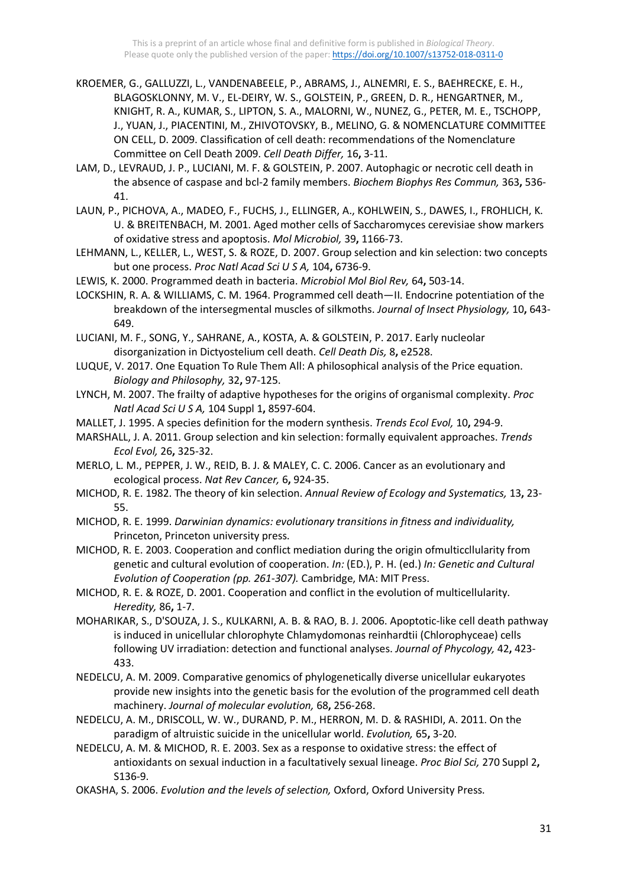KROEMER, G., GALLUZZI, L., VANDENABEELE, P., ABRAMS, J., ALNEMRI, E. S., BAEHRECKE, E. H., BLAGOSKLONNY, M. V., EL-DEIRY, W. S., GOLSTEIN, P., GREEN, D. R., HENGARTNER, M., KNIGHT, R. A., KUMAR, S., LIPTON, S. A., MALORNI, W., NUNEZ, G., PETER, M. E., TSCHOPP, J., YUAN, J., PIACENTINI, M., ZHIVOTOVSKY, B., MELINO, G. & NOMENCLATURE COMMITTEE ON CELL, D. 2009. Classification of cell death: recommendations of the Nomenclature Committee on Cell Death 2009. *Cell Death Differ,* 16**,** 3-11.

LAM, D., LEVRAUD, J. P., LUCIANI, M. F. & GOLSTEIN, P. 2007. Autophagic or necrotic cell death in the absence of caspase and bcl-2 family members. *Biochem Biophys Res Commun,* 363**,** 536-41.

LAUN, P., PICHOVA, A., MADEO, F., FUCHS, J., ELLINGER, A., KOHLWEIN, S., DAWES, I., FROHLICH, K. U. & BREITENBACH, M. 2001. Aged mother cells of Saccharomyces cerevisiae show markers of oxidative stress and apoptosis. *Mol Microbiol,* 39**,** 1166-73.

LEHMANN, L., KELLER, L., WEST, S. & ROZE, D. 2007. Group selection and kin selection: two concepts but one process. *Proc Natl Acad Sci U S A,* 104**,** 6736-9.

LEWIS, K. 2000. Programmed death in bacteria. *Microbiol Mol Biol Rev,* 64**,** 503-14.

LOCKSHIN, R. A. & WILLIAMS, C. M. 1964. Programmed cell death—II. Endocrine potentiation of the breakdown of the intersegmental muscles of silkmoths. *Journal of Insect Physiology,* 10**,** 643-649.

LUCIANI, M. F., SONG, Y., SAHRANE, A., KOSTA, A. & GOLSTEIN, P. 2017. Early nucleolar disorganization in Dictyostelium cell death. *Cell Death Dis,* 8**,** e2528.

LUQUE, V. 2017. One Equation To Rule Them All: A philosophical analysis of the Price equation. *Biology and Philosophy,* 32**,** 97-125.

LYNCH, M. 2007. The frailty of adaptive hypotheses for the origins of organismal complexity. *Proc Natl Acad Sci U S A,* 104 Suppl 1**,** 8597-604.

MALLET, J. 1995. A species definition for the modern synthesis. *Trends Ecol Evol,* 10**,** 294-9.

MARSHALL, J. A. 2011. Group selection and kin selection: formally equivalent approaches. *Trends Ecol Evol,* 26**,** 325-32.

MERLO, L. M., PEPPER, J. W., REID, B. J. & MALEY, C. C. 2006. Cancer as an evolutionary and ecological process. *Nat Rev Cancer,* 6**,** 924-35.

MICHOD, R. E. 1982. The theory of kin selection. *Annual Review of Ecology and Systematics,* 13**,** 23-55.

MICHOD, R. E. 1999. *Darwinian dynamics: evolutionary transitions in fitness and individuality,* Princeton, Princeton university press.

MICHOD, R. E. 2003. Cooperation and conflict mediation during the origin ofmulticcllularity from genetic and cultural evolution of cooperation. *In:* (ED.), P. H. (ed.) *In: Genetic and Cultural Evolution of Cooperation (pp. 261-307).* Cambridge, MA: MIT Press.

MICHOD, R. E. & ROZE, D. 2001. Cooperation and conflict in the evolution of multicellularity. *Heredity,* 86**,** 1-7.

MOHARIKAR, S., D'SOUZA, J. S., KULKARNI, A. B. & RAO, B. J. 2006. Apoptotic-like cell death pathway is induced in unicellular chlorophyte Chlamydomonas reinhardtii (Chlorophyceae) cells following UV irradiation: detection and functional analyses. *Journal of Phycology,* 42**,** 423-433.

NEDELCU, A. M. 2009. Comparative genomics of phylogenetically diverse unicellular eukaryotes provide new insights into the genetic basis for the evolution of the programmed cell death machinery. *Journal of molecular evolution,* 68**,** 256-268.

NEDELCU, A. M., DRISCOLL, W. W., DURAND, P. M., HERRON, M. D. & RASHIDI, A. 2011. On the paradigm of altruistic suicide in the unicellular world. *Evolution,* 65**,** 3-20.

NEDELCU, A. M. & MICHOD, R. E. 2003. Sex as a response to oxidative stress: the effect of antioxidants on sexual induction in a facultatively sexual lineage. *Proc Biol Sci,* 270 Suppl 2**,** S136-9.

OKASHA, S. 2006. *Evolution and the levels of selection,* Oxford, Oxford University Press.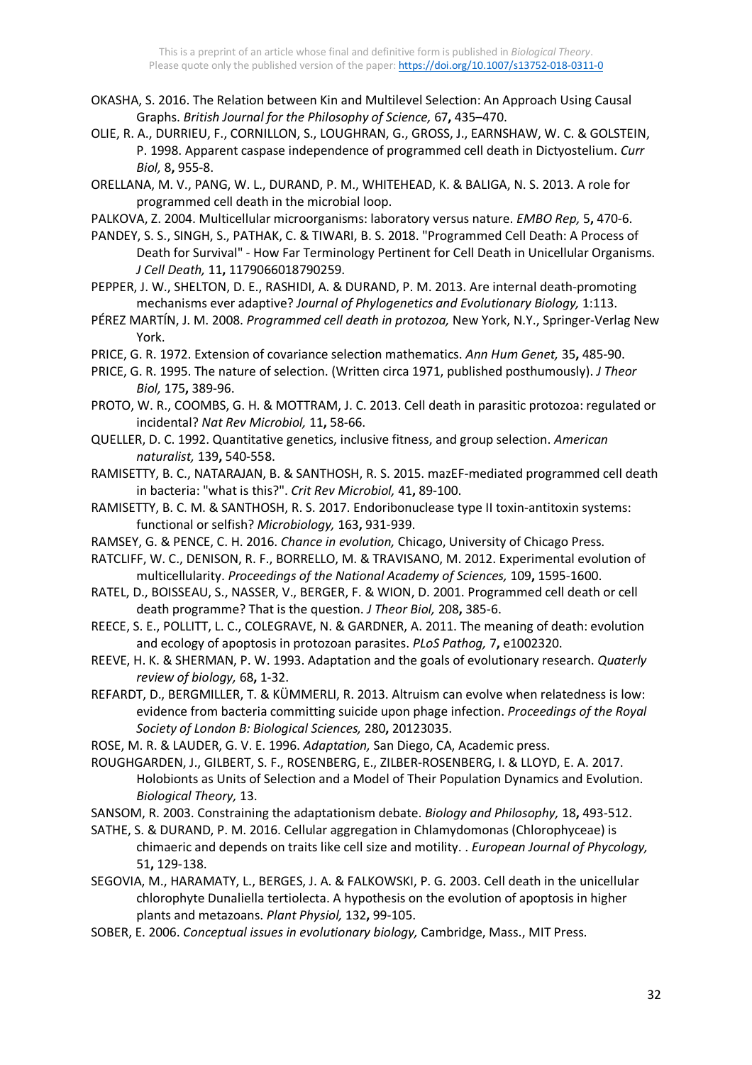OKASHA, S. 2016. The Relation between Kin and Multilevel Selection: An Approach Using Causal Graphs. *British Journal for the Philosophy of Science,* 67**,** 435–470.

OLIE, R. A., DURRIEU, F., CORNILLON, S., LOUGHRAN, G., GROSS, J., EARNSHAW, W. C. & GOLSTEIN, P. 1998. Apparent caspase independence of programmed cell death in Dictyostelium. *Curr Biol,* 8**,** 955-8.

ORELLANA, M. V., PANG, W. L., DURAND, P. M., WHITEHEAD, K. & BALIGA, N. S. 2013. A role for programmed cell death in the microbial loop.

PALKOVA, Z. 2004. Multicellular microorganisms: laboratory versus nature. *EMBO Rep,* 5**,** 470-6.

PANDEY, S. S., SINGH, S., PATHAK, C. & TIWARI, B. S. 2018. "Programmed Cell Death: A Process of Death for Survival" - How Far Terminology Pertinent for Cell Death in Unicellular Organisms. *J Cell Death,* 11**,** 1179066018790259.

PEPPER, J. W., SHELTON, D. E., RASHIDI, A. & DURAND, P. M. 2013. Are internal death-promoting mechanisms ever adaptive? *Journal of Phylogenetics and Evolutionary Biology,* 1:113.

PÉREZ MARTÍN, J. M. 2008. *Programmed cell death in protozoa,* New York, N.Y., Springer-Verlag New York.

PRICE, G. R. 1972. Extension of covariance selection mathematics. *Ann Hum Genet,* 35**,** 485-90.

PRICE, G. R. 1995. The nature of selection. (Written circa 1971, published posthumously). *J Theor Biol,* 175**,** 389-96.

PROTO, W. R., COOMBS, G. H. & MOTTRAM, J. C. 2013. Cell death in parasitic protozoa: regulated or incidental? *Nat Rev Microbiol,* 11**,** 58-66.

QUELLER, D. C. 1992. Quantitative genetics, inclusive fitness, and group selection. *American naturalist,* 139**,** 540-558.

RAMISETTY, B. C., NATARAJAN, B. & SANTHOSH, R. S. 2015. mazEF-mediated programmed cell death in bacteria: "what is this?". *Crit Rev Microbiol,* 41**,** 89-100.

RAMISETTY, B. C. M. & SANTHOSH, R. S. 2017. Endoribonuclease type II toxin-antitoxin systems: functional or selfish? *Microbiology,* 163**,** 931-939.

RAMSEY, G. & PENCE, C. H. 2016. *Chance in evolution,* Chicago, University of Chicago Press.

RATCLIFF, W. C., DENISON, R. F., BORRELLO, M. & TRAVISANO, M. 2012. Experimental evolution of multicellularity. *Proceedings of the National Academy of Sciences,* 109**,** 1595-1600.

RATEL, D., BOISSEAU, S., NASSER, V., BERGER, F. & WION, D. 2001. Programmed cell death or cell death programme? That is the question. *J Theor Biol,* 208**,** 385-6.

REECE, S. E., POLLITT, L. C., COLEGRAVE, N. & GARDNER, A. 2011. The meaning of death: evolution and ecology of apoptosis in protozoan parasites. *PLoS Pathog,* 7**,** e1002320.

REEVE, H. K. & SHERMAN, P. W. 1993. Adaptation and the goals of evolutionary research. *Quaterly review of biology,* 68**,** 1-32.

REFARDT, D., BERGMILLER, T. & KÜMMERLI, R. 2013. Altruism can evolve when relatedness is low: evidence from bacteria committing suicide upon phage infection. *Proceedings of the Royal Society of London B: Biological Sciences,* 280**,** 20123035.

ROSE, M. R. & LAUDER, G. V. E. 1996. *Adaptation,* San Diego, CA, Academic press.

ROUGHGARDEN, J., GILBERT, S. F., ROSENBERG, E., ZILBER-ROSENBERG, I. & LLOYD, E. A. 2017. Holobionts as Units of Selection and a Model of Their Population Dynamics and Evolution. *Biological Theory,* 13.

SANSOM, R. 2003. Constraining the adaptationism debate. *Biology and Philosophy,* 18**,** 493-512.

SATHE, S. & DURAND, P. M. 2016. Cellular aggregation in Chlamydomonas (Chlorophyceae) is chimaeric and depends on traits like cell size and motility. . *European Journal of Phycology,* 51**,** 129-138.

SEGOVIA, M., HARAMATY, L., BERGES, J. A. & FALKOWSKI, P. G. 2003. Cell death in the unicellular chlorophyte Dunaliella tertiolecta. A hypothesis on the evolution of apoptosis in higher plants and metazoans. *Plant Physiol,* 132**,** 99-105.

SOBER, E. 2006. *Conceptual issues in evolutionary biology,* Cambridge, Mass., MIT Press.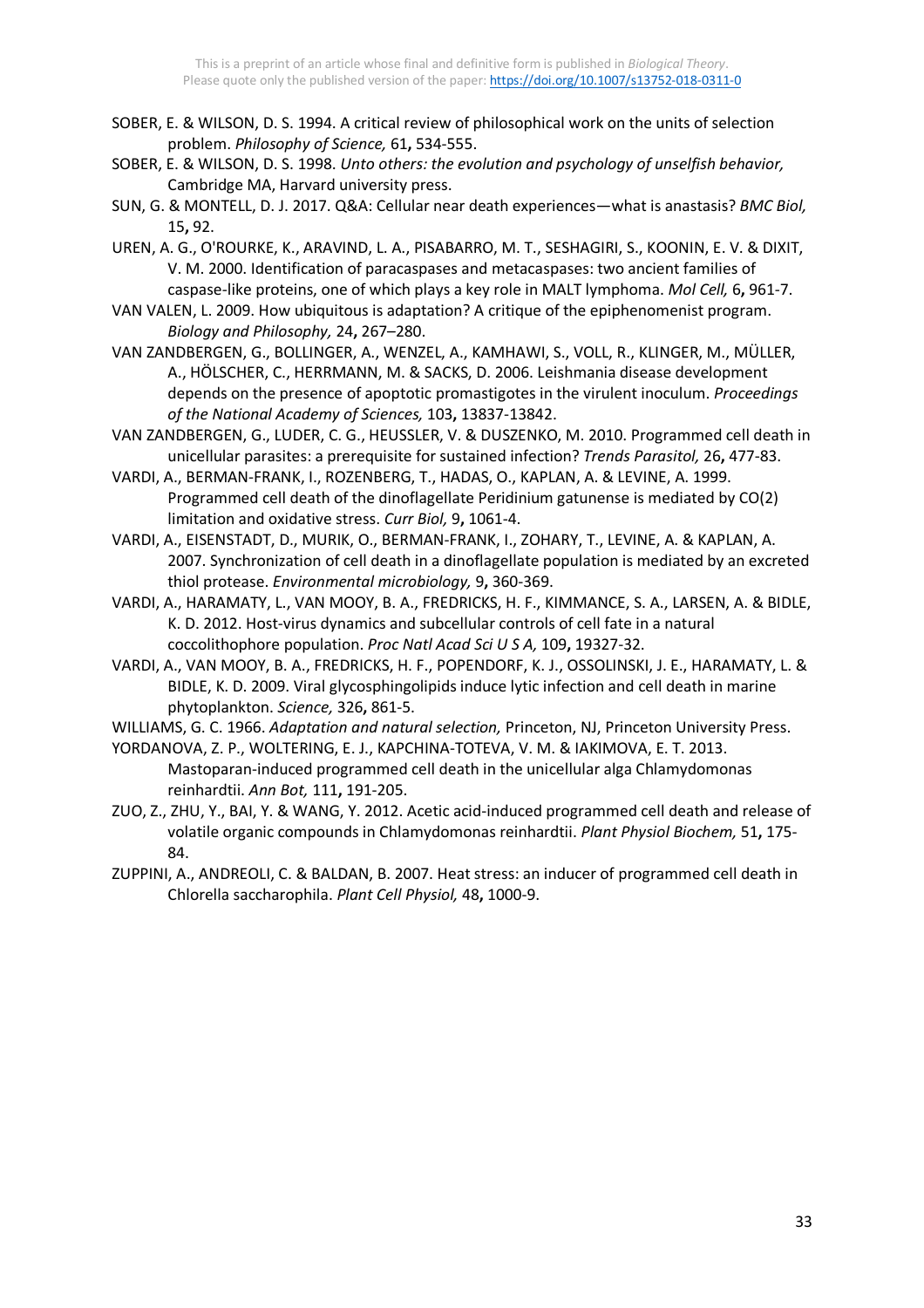SOBER, E. & WILSON, D. S. 1994. A critical review of philosophical work on the units of selection problem. *Philosophy of Science,* 61**,** 534-555.

SOBER, E. & WILSON, D. S. 1998. *Unto others: the evolution and psychology of unselfish behavior,* Cambridge MA, Harvard university press.

SUN, G. & MONTELL, D. J. 2017. Q&A: Cellular near death experiences—what is anastasis? *BMC Biol,* 15**,** 92.

UREN, A. G., O'ROURKE, K., ARAVIND, L. A., PISABARRO, M. T., SESHAGIRI, S., KOONIN, E. V. & DIXIT, V. M. 2000. Identification of paracaspases and metacaspases: two ancient families of caspase-like proteins, one of which plays a key role in MALT lymphoma. *Mol Cell,* 6**,** 961-7.

VAN VALEN, L. 2009. How ubiquitous is adaptation? A critique of the epiphenomenist program. *Biology and Philosophy,* 24**,** 267–280.

VAN ZANDBERGEN, G., BOLLINGER, A., WENZEL, A., KAMHAWI, S., VOLL, R., KLINGER, M., MÜLLER, A., HÖLSCHER, C., HERRMANN, M. & SACKS, D. 2006. Leishmania disease development depends on the presence of apoptotic promastigotes in the virulent inoculum. *Proceedings of the National Academy of Sciences,* 103**,** 13837-13842.

VAN ZANDBERGEN, G., LUDER, C. G., HEUSSLER, V. & DUSZENKO, M. 2010. Programmed cell death in unicellular parasites: a prerequisite for sustained infection? *Trends Parasitol,* 26**,** 477-83.

VARDI, A., BERMAN-FRANK, I., ROZENBERG, T., HADAS, O., KAPLAN, A. & LEVINE, A. 1999. Programmed cell death of the dinoflagellate Peridinium gatunense is mediated by CO(2) limitation and oxidative stress. *Curr Biol,* 9**,** 1061-4.

VARDI, A., EISENSTADT, D., MURIK, O., BERMAN-FRANK, I., ZOHARY, T., LEVINE, A. & KAPLAN, A. 2007. Synchronization of cell death in a dinoflagellate population is mediated by an excreted thiol protease. *Environmental microbiology,* 9**,** 360-369.

VARDI, A., HARAMATY, L., VAN MOOY, B. A., FREDRICKS, H. F., KIMMANCE, S. A., LARSEN, A. & BIDLE, K. D. 2012. Host-virus dynamics and subcellular controls of cell fate in a natural coccolithophore population. *Proc Natl Acad Sci U S A,* 109**,** 19327-32.

VARDI, A., VAN MOOY, B. A., FREDRICKS, H. F., POPENDORF, K. J., OSSOLINSKI, J. E., HARAMATY, L. & BIDLE, K. D. 2009. Viral glycosphingolipids induce lytic infection and cell death in marine phytoplankton. *Science,* 326**,** 861-5.

WILLIAMS, G. C. 1966. *Adaptation and natural selection,* Princeton, NJ, Princeton University Press.

YORDANOVA, Z. P., WOLTERING, E. J., KAPCHINA-TOTEVA, V. M. & IAKIMOVA, E. T. 2013. Mastoparan-induced programmed cell death in the unicellular alga Chlamydomonas reinhardtii. *Ann Bot,* 111**,** 191-205.

ZUO, Z., ZHU, Y., BAI, Y. & WANG, Y. 2012. Acetic acid-induced programmed cell death and release of volatile organic compounds in Chlamydomonas reinhardtii. *Plant Physiol Biochem,* 51**,** 175-84.

ZUPPINI, A., ANDREOLI, C. & BALDAN, B. 2007. Heat stress: an inducer of programmed cell death in Chlorella saccharophila. *Plant Cell Physiol,* 48**,** 1000-9.